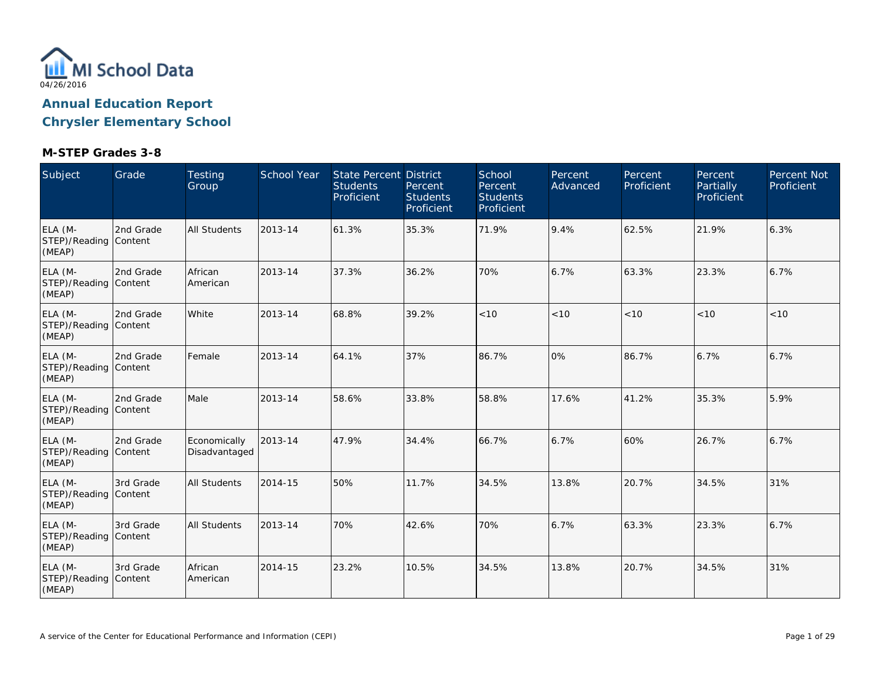MI School Data

04/26/2016

## Annual Education Report
## Chrysler Elementary School

### M-STEP Grades 3-8

| Subject | Grade | Testing Group | School Year | State Percent Students Proficient | District Percent Students Proficient | School Percent Students Proficient | Percent Advanced | Percent Proficient | Percent Partially Proficient | Percent Not Proficient |
|---|---|---|---|---|---|---|---|---|---|---|
| ELA (M-STEP)/Reading (MEAP) | 2nd Grade Content | All Students | 2013-14 | 61.3% | 35.3% | 71.9% | 9.4% | 62.5% | 21.9% | 6.3% |
| ELA (M-STEP)/Reading (MEAP) | 2nd Grade Content | African American | 2013-14 | 37.3% | 36.2% | 70% | 6.7% | 63.3% | 23.3% | 6.7% |
| ELA (M-STEP)/Reading (MEAP) | 2nd Grade Content | White | 2013-14 | 68.8% | 39.2% | <10 | <10 | <10 | <10 | <10 |
| ELA (M-STEP)/Reading (MEAP) | 2nd Grade Content | Female | 2013-14 | 64.1% | 37% | 86.7% | 0% | 86.7% | 6.7% | 6.7% |
| ELA (M-STEP)/Reading (MEAP) | 2nd Grade Content | Male | 2013-14 | 58.6% | 33.8% | 58.8% | 17.6% | 41.2% | 35.3% | 5.9% |
| ELA (M-STEP)/Reading (MEAP) | 2nd Grade Content | Economically Disadvantaged | 2013-14 | 47.9% | 34.4% | 66.7% | 6.7% | 60% | 26.7% | 6.7% |
| ELA (M-STEP)/Reading (MEAP) | 3rd Grade Content | All Students | 2014-15 | 50% | 11.7% | 34.5% | 13.8% | 20.7% | 34.5% | 31% |
| ELA (M-STEP)/Reading (MEAP) | 3rd Grade Content | All Students | 2013-14 | 70% | 42.6% | 70% | 6.7% | 63.3% | 23.3% | 6.7% |
| ELA (M-STEP)/Reading (MEAP) | 3rd Grade Content | African American | 2014-15 | 23.2% | 10.5% | 34.5% | 13.8% | 20.7% | 34.5% | 31% |

A service of the Center for Educational Performance and Information (CEPI)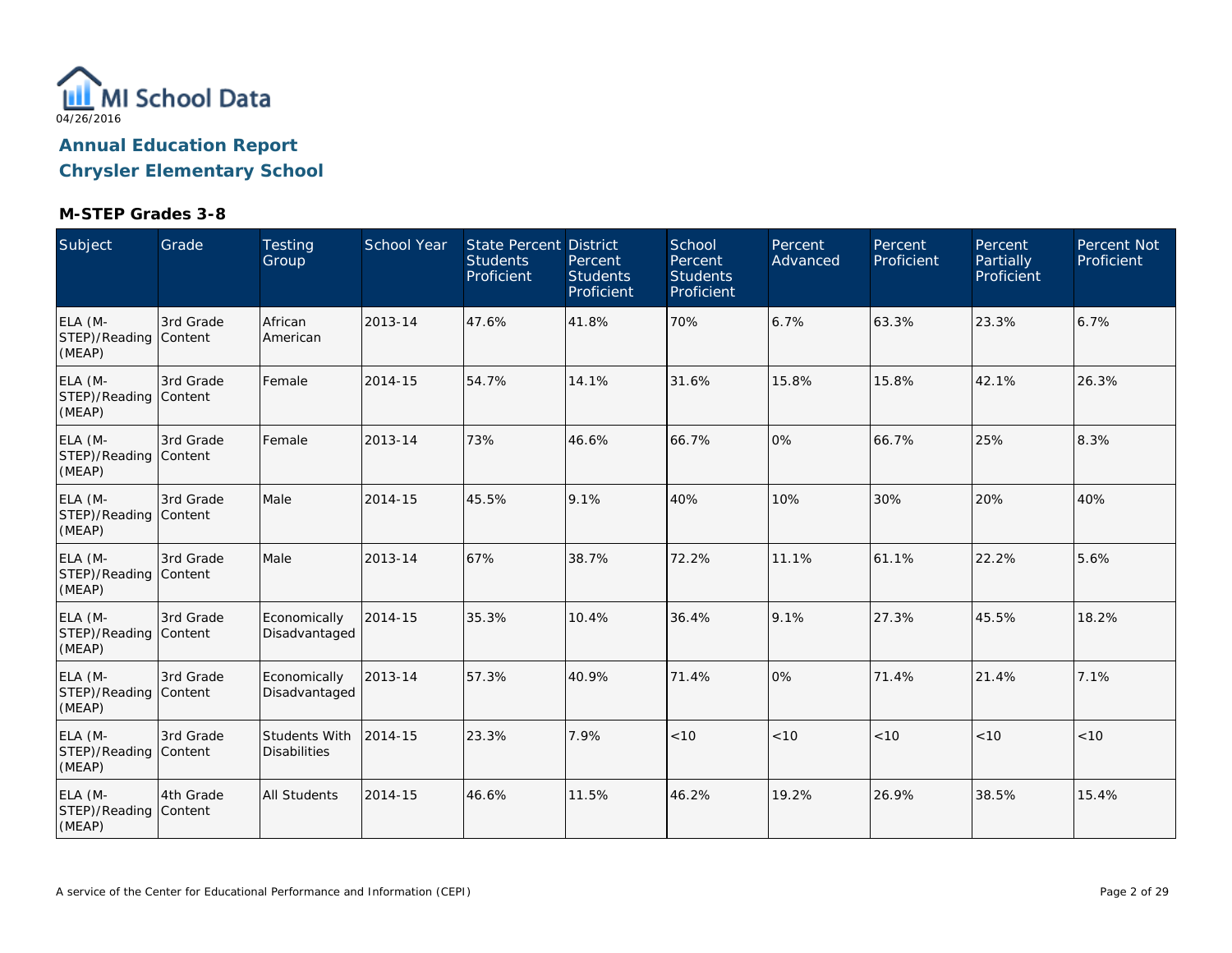MI School Data

04/26/2016

# Annual Education Report

# Chrysler Elementary School

### M-STEP Grades 3-8

| Subject | Grade | Testing Group | School Year | State Percent Students Proficient | District Percent Students Proficient | School Percent Students Proficient | Percent Advanced | Percent Proficient | Percent Partially Proficient | Percent Not Proficient |
|---|---|---|---|---|---|---|---|---|---|---|
| ELA (M-STEP)/Reading (MEAP) | 3rd Grade Content | African American | 2013-14 | 47.6% | 41.8% | 70% | 6.7% | 63.3% | 23.3% | 6.7% |
| ELA (M-STEP)/Reading (MEAP) | 3rd Grade Content | Female | 2014-15 | 54.7% | 14.1% | 31.6% | 15.8% | 15.8% | 42.1% | 26.3% |
| ELA (M-STEP)/Reading (MEAP) | 3rd Grade Content | Female | 2013-14 | 73% | 46.6% | 66.7% | 0% | 66.7% | 25% | 8.3% |
| ELA (M-STEP)/Reading (MEAP) | 3rd Grade Content | Male | 2014-15 | 45.5% | 9.1% | 40% | 10% | 30% | 20% | 40% |
| ELA (M-STEP)/Reading (MEAP) | 3rd Grade Content | Male | 2013-14 | 67% | 38.7% | 72.2% | 11.1% | 61.1% | 22.2% | 5.6% |
| ELA (M-STEP)/Reading (MEAP) | 3rd Grade Content | Economically Disadvantaged | 2014-15 | 35.3% | 10.4% | 36.4% | 9.1% | 27.3% | 45.5% | 18.2% |
| ELA (M-STEP)/Reading (MEAP) | 3rd Grade Content | Economically Disadvantaged | 2013-14 | 57.3% | 40.9% | 71.4% | 0% | 71.4% | 21.4% | 7.1% |
| ELA (M-STEP)/Reading (MEAP) | 3rd Grade Content | Students With Disabilities | 2014-15 | 23.3% | 7.9% | <10 | <10 | <10 | <10 | <10 |
| ELA (M-STEP)/Reading (MEAP) | 4th Grade Content | All Students | 2014-15 | 46.6% | 11.5% | 46.2% | 19.2% | 26.9% | 38.5% | 15.4% |

A service of the Center for Educational Performance and Information (CEPI)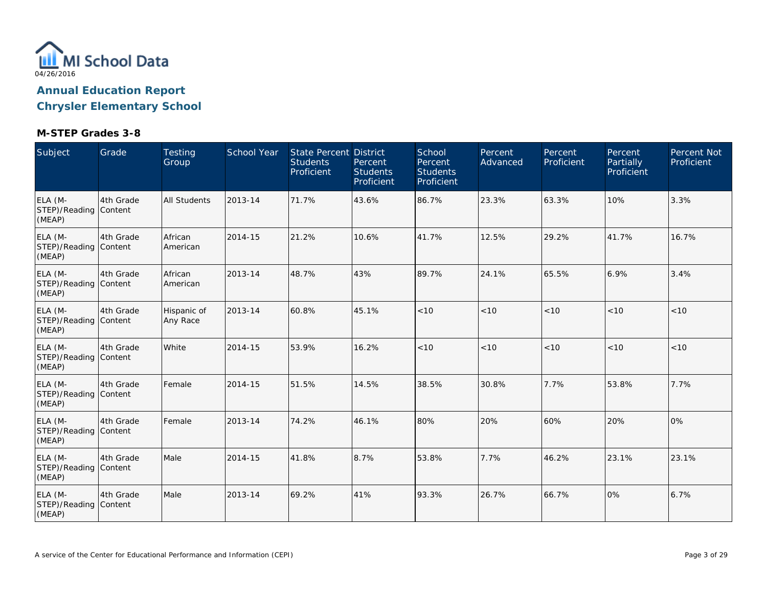MI School Data
04/26/2016

# Annual Education Report
# Chrysler Elementary School

### M-STEP Grades 3-8

| Subject | Grade | Testing Group | School Year | State Percent Students Proficient | District Percent Students Proficient | School Percent Students Proficient | Percent Advanced | Percent Proficient | Percent Partially Proficient | Percent Not Proficient |
|---|---|---|---|---|---|---|---|---|---|---|
| ELA (M-STEP)/Reading (MEAP) | 4th Grade Content | All Students | 2013-14 | 71.7% | 43.6% | 86.7% | 23.3% | 63.3% | 10% | 3.3% |
| ELA (M-STEP)/Reading (MEAP) | 4th Grade Content | African American | 2014-15 | 21.2% | 10.6% | 41.7% | 12.5% | 29.2% | 41.7% | 16.7% |
| ELA (M-STEP)/Reading (MEAP) | 4th Grade Content | African American | 2013-14 | 48.7% | 43% | 89.7% | 24.1% | 65.5% | 6.9% | 3.4% |
| ELA (M-STEP)/Reading (MEAP) | 4th Grade Content | Hispanic of Any Race | 2013-14 | 60.8% | 45.1% | <10 | <10 | <10 | <10 | <10 |
| ELA (M-STEP)/Reading (MEAP) | 4th Grade Content | White | 2014-15 | 53.9% | 16.2% | <10 | <10 | <10 | <10 | <10 |
| ELA (M-STEP)/Reading (MEAP) | 4th Grade Content | Female | 2014-15 | 51.5% | 14.5% | 38.5% | 30.8% | 7.7% | 53.8% | 7.7% |
| ELA (M-STEP)/Reading (MEAP) | 4th Grade Content | Female | 2013-14 | 74.2% | 46.1% | 80% | 20% | 60% | 20% | 0% |
| ELA (M-STEP)/Reading (MEAP) | 4th Grade Content | Male | 2014-15 | 41.8% | 8.7% | 53.8% | 7.7% | 46.2% | 23.1% | 23.1% |
| ELA (M-STEP)/Reading (MEAP) | 4th Grade Content | Male | 2013-14 | 69.2% | 41% | 93.3% | 26.7% | 66.7% | 0% | 6.7% |

A service of the Center for Educational Performance and Information (CEPI)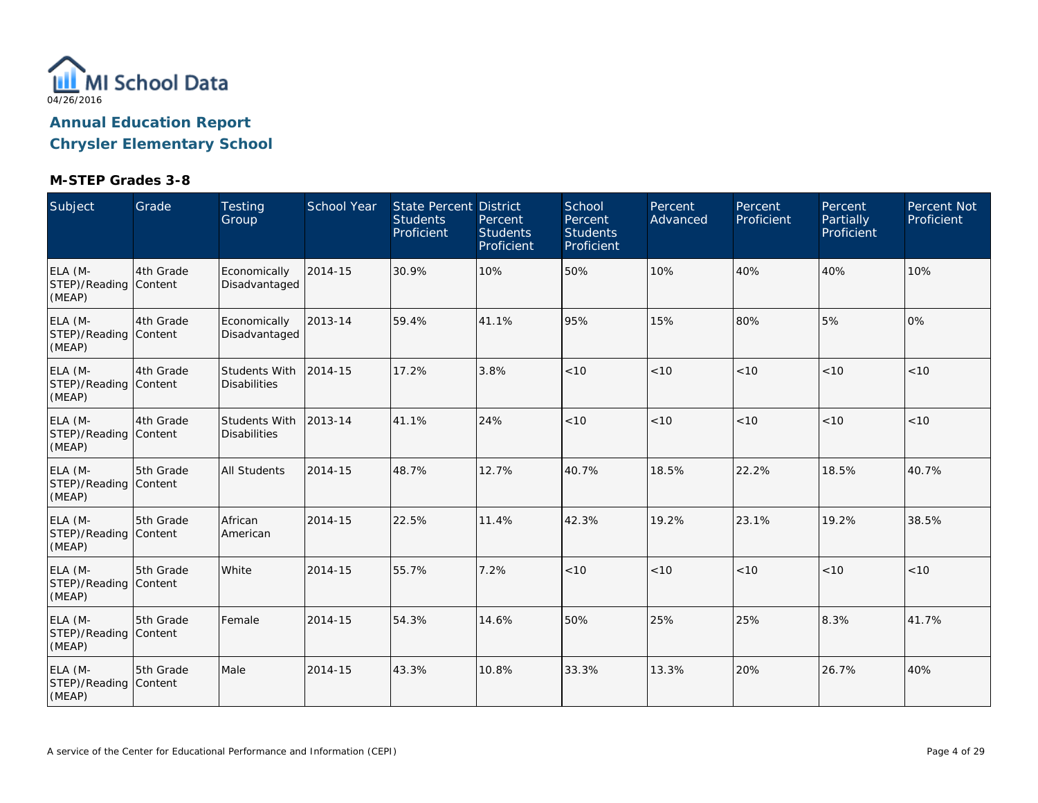MI School Data
04/26/2016

# Annual Education Report
# Chrysler Elementary School

### M-STEP Grades 3-8

| Subject | Grade | Testing Group | School Year | State Percent Students Proficient | District Percent Students Proficient | School Percent Students Proficient | Percent Advanced | Percent Proficient | Percent Partially Proficient | Percent Not Proficient |
|---|---|---|---|---|---|---|---|---|---|---|
| ELA (M-STEP)/Reading (MEAP) | 4th Grade Content | Economically Disadvantaged | 2014-15 | 30.9% | 10% | 50% | 10% | 40% | 40% | 10% |
| ELA (M-STEP)/Reading (MEAP) | 4th Grade Content | Economically Disadvantaged | 2013-14 | 59.4% | 41.1% | 95% | 15% | 80% | 5% | 0% |
| ELA (M-STEP)/Reading (MEAP) | 4th Grade Content | Students With Disabilities | 2014-15 | 17.2% | 3.8% | <10 | <10 | <10 | <10 | <10 |
| ELA (M-STEP)/Reading (MEAP) | 4th Grade Content | Students With Disabilities | 2013-14 | 41.1% | 24% | <10 | <10 | <10 | <10 | <10 |
| ELA (M-STEP)/Reading (MEAP) | 5th Grade Content | All Students | 2014-15 | 48.7% | 12.7% | 40.7% | 18.5% | 22.2% | 18.5% | 40.7% |
| ELA (M-STEP)/Reading (MEAP) | 5th Grade Content | African American | 2014-15 | 22.5% | 11.4% | 42.3% | 19.2% | 23.1% | 19.2% | 38.5% |
| ELA (M-STEP)/Reading (MEAP) | 5th Grade Content | White | 2014-15 | 55.7% | 7.2% | <10 | <10 | <10 | <10 | <10 |
| ELA (M-STEP)/Reading (MEAP) | 5th Grade Content | Female | 2014-15 | 54.3% | 14.6% | 50% | 25% | 25% | 8.3% | 41.7% |
| ELA (M-STEP)/Reading (MEAP) | 5th Grade Content | Male | 2014-15 | 43.3% | 10.8% | 33.3% | 13.3% | 20% | 26.7% | 40% |

A service of the Center for Educational Performance and Information (CEPI)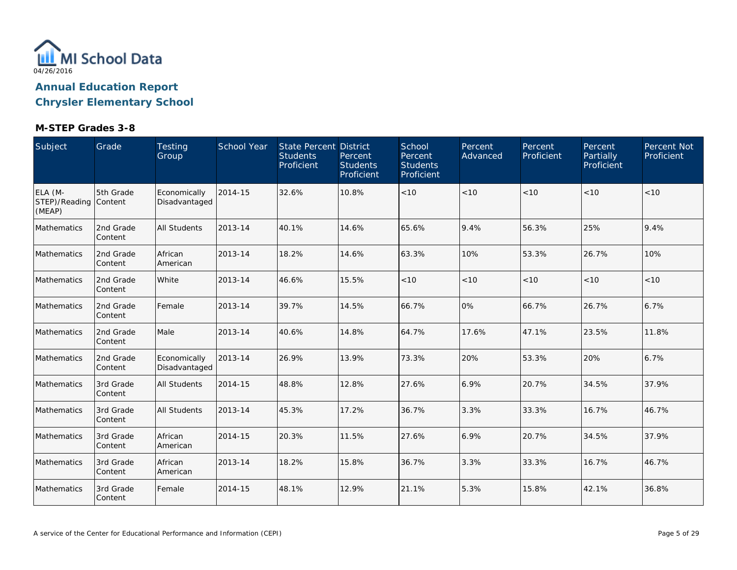MI School Data
04/26/2016

## Annual Education Report
## Chrysler Elementary School

### M-STEP Grades 3-8

| Subject | Grade | Testing Group | School Year | State Percent Students Proficient | District Percent Students Proficient | School Percent Students Proficient | Percent Advanced | Percent Proficient | Percent Partially Proficient | Percent Not Proficient |
|---|---|---|---|---|---|---|---|---|---|---|
| ELA (M-STEP)/Reading (MEAP) | 5th Grade Content | Economically Disadvantaged | 2014-15 | 32.6% | 10.8% | <10 | <10 | <10 | <10 | <10 |
| Mathematics | 2nd Grade Content | All Students | 2013-14 | 40.1% | 14.6% | 65.6% | 9.4% | 56.3% | 25% | 9.4% |
| Mathematics | 2nd Grade Content | African American | 2013-14 | 18.2% | 14.6% | 63.3% | 10% | 53.3% | 26.7% | 10% |
| Mathematics | 2nd Grade Content | White | 2013-14 | 46.6% | 15.5% | <10 | <10 | <10 | <10 | <10 |
| Mathematics | 2nd Grade Content | Female | 2013-14 | 39.7% | 14.5% | 66.7% | 0% | 66.7% | 26.7% | 6.7% |
| Mathematics | 2nd Grade Content | Male | 2013-14 | 40.6% | 14.8% | 64.7% | 17.6% | 47.1% | 23.5% | 11.8% |
| Mathematics | 2nd Grade Content | Economically Disadvantaged | 2013-14 | 26.9% | 13.9% | 73.3% | 20% | 53.3% | 20% | 6.7% |
| Mathematics | 3rd Grade Content | All Students | 2014-15 | 48.8% | 12.8% | 27.6% | 6.9% | 20.7% | 34.5% | 37.9% |
| Mathematics | 3rd Grade Content | All Students | 2013-14 | 45.3% | 17.2% | 36.7% | 3.3% | 33.3% | 16.7% | 46.7% |
| Mathematics | 3rd Grade Content | African American | 2014-15 | 20.3% | 11.5% | 27.6% | 6.9% | 20.7% | 34.5% | 37.9% |
| Mathematics | 3rd Grade Content | African American | 2013-14 | 18.2% | 15.8% | 36.7% | 3.3% | 33.3% | 16.7% | 46.7% |
| Mathematics | 3rd Grade Content | Female | 2014-15 | 48.1% | 12.9% | 21.1% | 5.3% | 15.8% | 42.1% | 36.8% |

A service of the Center for Educational Performance and Information (CEPI)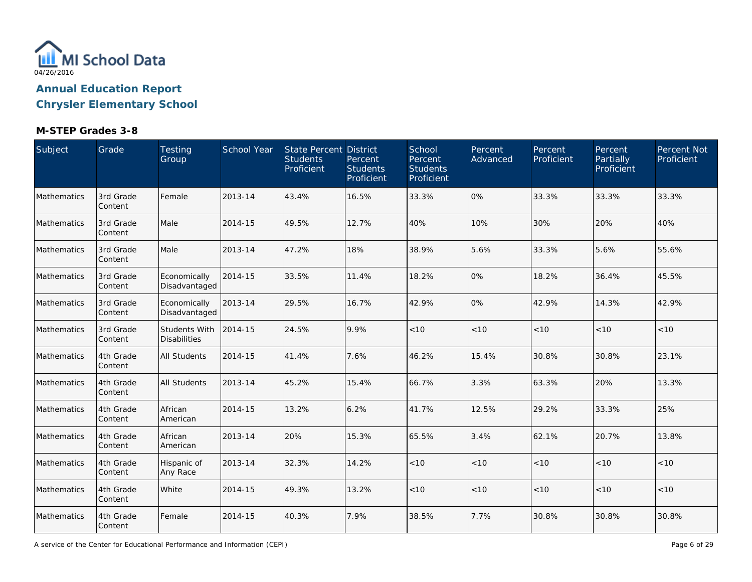MI School Data
04/26/2016

**Annual Education Report**
**Chrysler Elementary School**

### M-STEP Grades 3-8

| Subject | Grade | Testing Group | School Year | State Percent Students Proficient | District Percent Students Proficient | School Percent Students Proficient | Percent Advanced | Percent Proficient | Percent Partially Proficient | Percent Not Proficient |
|---|---|---|---|---|---|---|---|---|---|---|
| Mathematics | 3rd Grade Content | Female | 2013-14 | 43.4% | 16.5% | 33.3% | 0% | 33.3% | 33.3% | 33.3% |
| Mathematics | 3rd Grade Content | Male | 2014-15 | 49.5% | 12.7% | 40% | 10% | 30% | 20% | 40% |
| Mathematics | 3rd Grade Content | Male | 2013-14 | 47.2% | 18% | 38.9% | 5.6% | 33.3% | 5.6% | 55.6% |
| Mathematics | 3rd Grade Content | Economically Disadvantaged | 2014-15 | 33.5% | 11.4% | 18.2% | 0% | 18.2% | 36.4% | 45.5% |
| Mathematics | 3rd Grade Content | Economically Disadvantaged | 2013-14 | 29.5% | 16.7% | 42.9% | 0% | 42.9% | 14.3% | 42.9% |
| Mathematics | 3rd Grade Content | Students With Disabilities | 2014-15 | 24.5% | 9.9% | <10 | <10 | <10 | <10 | <10 |
| Mathematics | 4th Grade Content | All Students | 2014-15 | 41.4% | 7.6% | 46.2% | 15.4% | 30.8% | 30.8% | 23.1% |
| Mathematics | 4th Grade Content | All Students | 2013-14 | 45.2% | 15.4% | 66.7% | 3.3% | 63.3% | 20% | 13.3% |
| Mathematics | 4th Grade Content | African American | 2014-15 | 13.2% | 6.2% | 41.7% | 12.5% | 29.2% | 33.3% | 25% |
| Mathematics | 4th Grade Content | African American | 2013-14 | 20% | 15.3% | 65.5% | 3.4% | 62.1% | 20.7% | 13.8% |
| Mathematics | 4th Grade Content | Hispanic of Any Race | 2013-14 | 32.3% | 14.2% | <10 | <10 | <10 | <10 | <10 |
| Mathematics | 4th Grade Content | White | 2014-15 | 49.3% | 13.2% | <10 | <10 | <10 | <10 | <10 |
| Mathematics | 4th Grade Content | Female | 2014-15 | 40.3% | 7.9% | 38.5% | 7.7% | 30.8% | 30.8% | 30.8% |

A service of the Center for Educational Performance and Information (CEPI)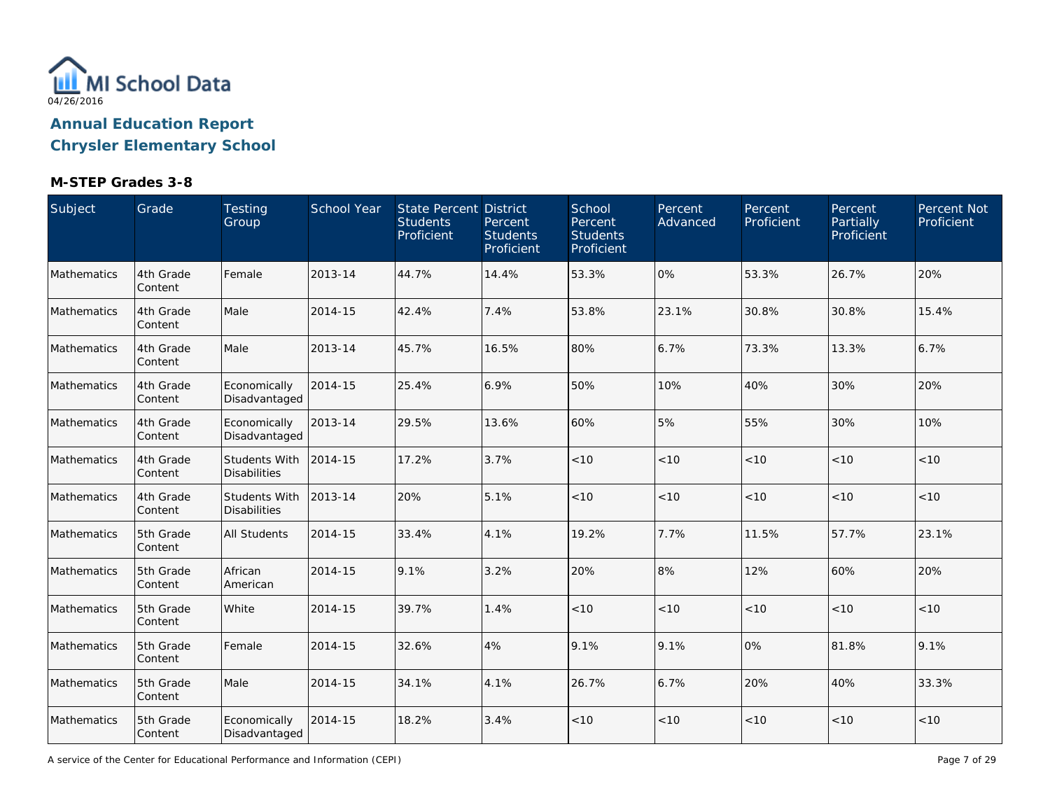04/26/2016

# Annual Education Report
## Chrysler Elementary School

### M-STEP Grades 3-8

| Subject | Grade | Testing Group | School Year | State Percent Students Proficient | District Percent Students Proficient | School Percent Students Proficient | Percent Advanced | Percent Proficient | Percent Partially Proficient | Percent Not Proficient |
|---|---|---|---|---|---|---|---|---|---|---|
| Mathematics | 4th Grade Content | Female | 2013-14 | 44.7% | 14.4% | 53.3% | 0% | 53.3% | 26.7% | 20% |
| Mathematics | 4th Grade Content | Male | 2014-15 | 42.4% | 7.4% | 53.8% | 23.1% | 30.8% | 30.8% | 15.4% |
| Mathematics | 4th Grade Content | Male | 2013-14 | 45.7% | 16.5% | 80% | 6.7% | 73.3% | 13.3% | 6.7% |
| Mathematics | 4th Grade Content | Economically Disadvantaged | 2014-15 | 25.4% | 6.9% | 50% | 10% | 40% | 30% | 20% |
| Mathematics | 4th Grade Content | Economically Disadvantaged | 2013-14 | 29.5% | 13.6% | 60% | 5% | 55% | 30% | 10% |
| Mathematics | 4th Grade Content | Students With Disabilities | 2014-15 | 17.2% | 3.7% | <10 | <10 | <10 | <10 | <10 |
| Mathematics | 4th Grade Content | Students With Disabilities | 2013-14 | 20% | 5.1% | <10 | <10 | <10 | <10 | <10 |
| Mathematics | 5th Grade Content | All Students | 2014-15 | 33.4% | 4.1% | 19.2% | 7.7% | 11.5% | 57.7% | 23.1% |
| Mathematics | 5th Grade Content | African American | 2014-15 | 9.1% | 3.2% | 20% | 8% | 12% | 60% | 20% |
| Mathematics | 5th Grade Content | White | 2014-15 | 39.7% | 1.4% | <10 | <10 | <10 | <10 | <10 |
| Mathematics | 5th Grade Content | Female | 2014-15 | 32.6% | 4% | 9.1% | 9.1% | 0% | 81.8% | 9.1% |
| Mathematics | 5th Grade Content | Male | 2014-15 | 34.1% | 4.1% | 26.7% | 6.7% | 20% | 40% | 33.3% |
| Mathematics | 5th Grade Content | Economically Disadvantaged | 2014-15 | 18.2% | 3.4% | <10 | <10 | <10 | <10 | <10 |

A service of the Center for Educational Performance and Information (CEPI)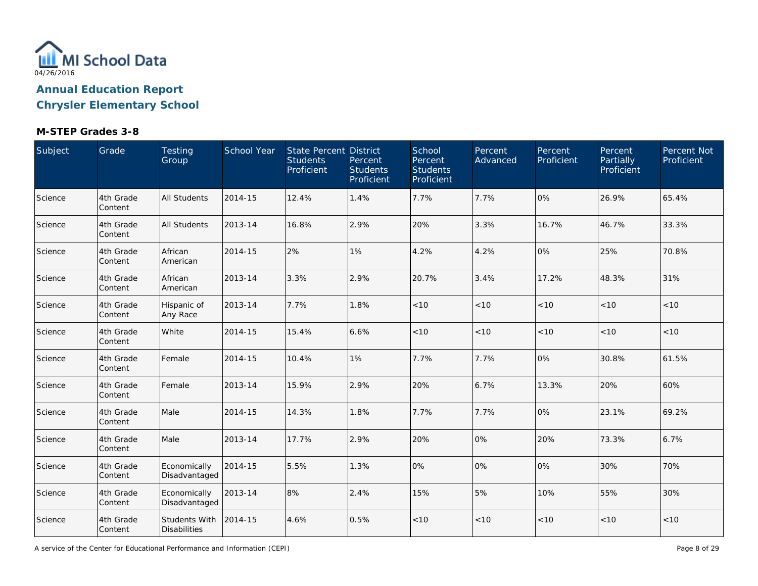MI School Data
04/26/2016

## Annual Education Report
## Chrysler Elementary School

### M-STEP Grades 3-8

| Subject | Grade | Testing Group | School Year | State Percent Students Proficient | District Percent Students Proficient | School Percent Students Proficient | Percent Advanced | Percent Proficient | Percent Partially Proficient | Percent Not Proficient |
|---|---|---|---|---|---|---|---|---|---|---|
| Science | 4th Grade Content | All Students | 2014-15 | 12.4% | 1.4% | 7.7% | 7.7% | 0% | 26.9% | 65.4% |
| Science | 4th Grade Content | All Students | 2013-14 | 16.8% | 2.9% | 20% | 3.3% | 16.7% | 46.7% | 33.3% |
| Science | 4th Grade Content | African American | 2014-15 | 2% | 1% | 4.2% | 4.2% | 0% | 25% | 70.8% |
| Science | 4th Grade Content | African American | 2013-14 | 3.3% | 2.9% | 20.7% | 3.4% | 17.2% | 48.3% | 31% |
| Science | 4th Grade Content | Hispanic of Any Race | 2013-14 | 7.7% | 1.8% | <10 | <10 | <10 | <10 | <10 |
| Science | 4th Grade Content | White | 2014-15 | 15.4% | 6.6% | <10 | <10 | <10 | <10 | <10 |
| Science | 4th Grade Content | Female | 2014-15 | 10.4% | 1% | 7.7% | 7.7% | 0% | 30.8% | 61.5% |
| Science | 4th Grade Content | Female | 2013-14 | 15.9% | 2.9% | 20% | 6.7% | 13.3% | 20% | 60% |
| Science | 4th Grade Content | Male | 2014-15 | 14.3% | 1.8% | 7.7% | 7.7% | 0% | 23.1% | 69.2% |
| Science | 4th Grade Content | Male | 2013-14 | 17.7% | 2.9% | 20% | 0% | 20% | 73.3% | 6.7% |
| Science | 4th Grade Content | Economically Disadvantaged | 2014-15 | 5.5% | 1.3% | 0% | 0% | 0% | 30% | 70% |
| Science | 4th Grade Content | Economically Disadvantaged | 2013-14 | 8% | 2.4% | 15% | 5% | 10% | 55% | 30% |
| Science | 4th Grade Content | Students With Disabilities | 2014-15 | 4.6% | 0.5% | <10 | <10 | <10 | <10 | <10 |

A service of the Center for Educational Performance and Information (CEPI)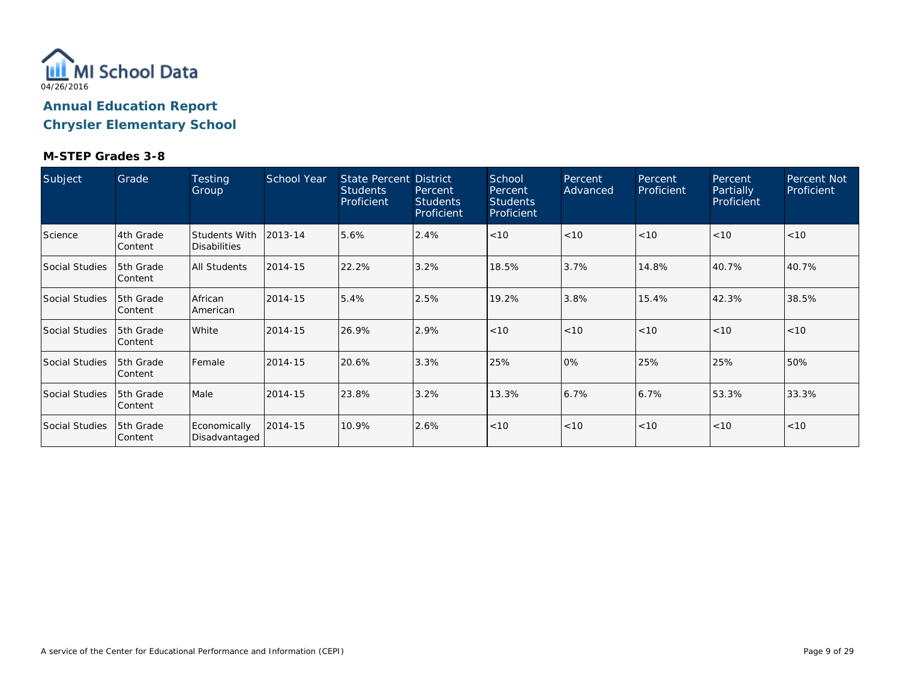MI School Data

04/26/2016

## Annual Education Report
## Chrysler Elementary School

### M-STEP Grades 3-8

| Subject | Grade | Testing Group | School Year | State Percent Students Proficient | District Percent Students Proficient | School Percent Students Proficient | Percent Advanced | Percent Proficient | Percent Partially Proficient | Percent Not Proficient |
|---|---|---|---|---|---|---|---|---|---|---|
| Science | 4th Grade Content | Students With Disabilities | 2013-14 | 5.6% | 2.4% | <10 | <10 | <10 | <10 | <10 |
| Social Studies | 5th Grade Content | All Students | 2014-15 | 22.2% | 3.2% | 18.5% | 3.7% | 14.8% | 40.7% | 40.7% |
| Social Studies | 5th Grade Content | African American | 2014-15 | 5.4% | 2.5% | 19.2% | 3.8% | 15.4% | 42.3% | 38.5% |
| Social Studies | 5th Grade Content | White | 2014-15 | 26.9% | 2.9% | <10 | <10 | <10 | <10 | <10 |
| Social Studies | 5th Grade Content | Female | 2014-15 | 20.6% | 3.3% | 25% | 0% | 25% | 25% | 50% |
| Social Studies | 5th Grade Content | Male | 2014-15 | 23.8% | 3.2% | 13.3% | 6.7% | 6.7% | 53.3% | 33.3% |
| Social Studies | 5th Grade Content | Economically Disadvantaged | 2014-15 | 10.9% | 2.6% | <10 | <10 | <10 | <10 | <10 |

A service of the Center for Educational Performance and Information (CEPI)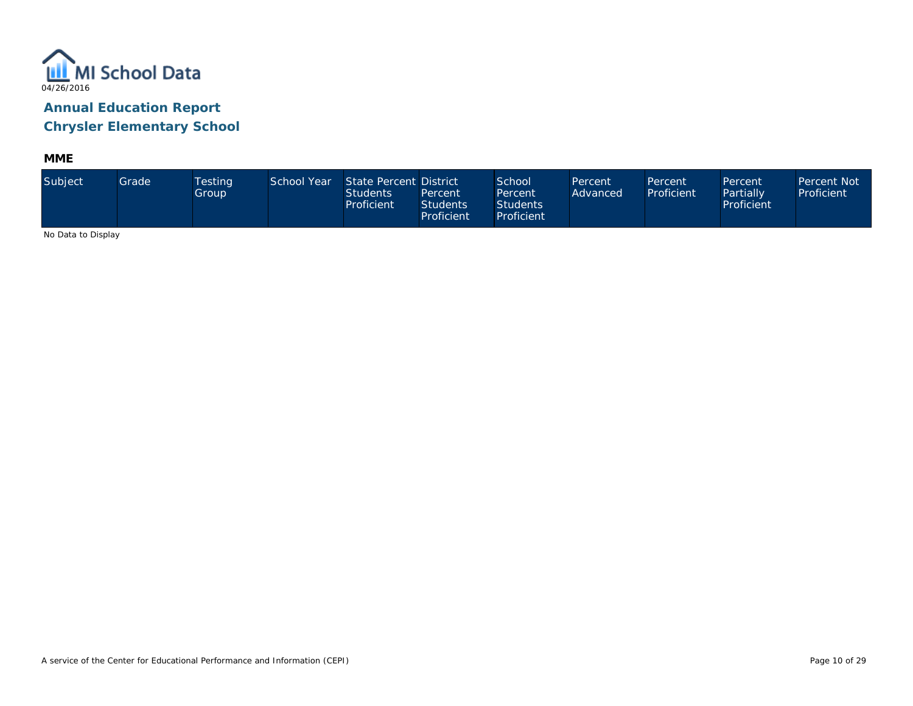MI School Data
04/26/2016

## Annual Education Report
## Chrysler Elementary School

### MME

| Subject | Grade | Testing Group | School Year | State Percent Students Proficient | District Percent Students Proficient | School Percent Students Proficient | Percent Advanced | Percent Proficient | Percent Partially Proficient | Percent Not Proficient |
|---|---|---|---|---|---|---|---|---|---|---|

No Data to Display

A service of the Center for Educational Performance and Information (CEPI)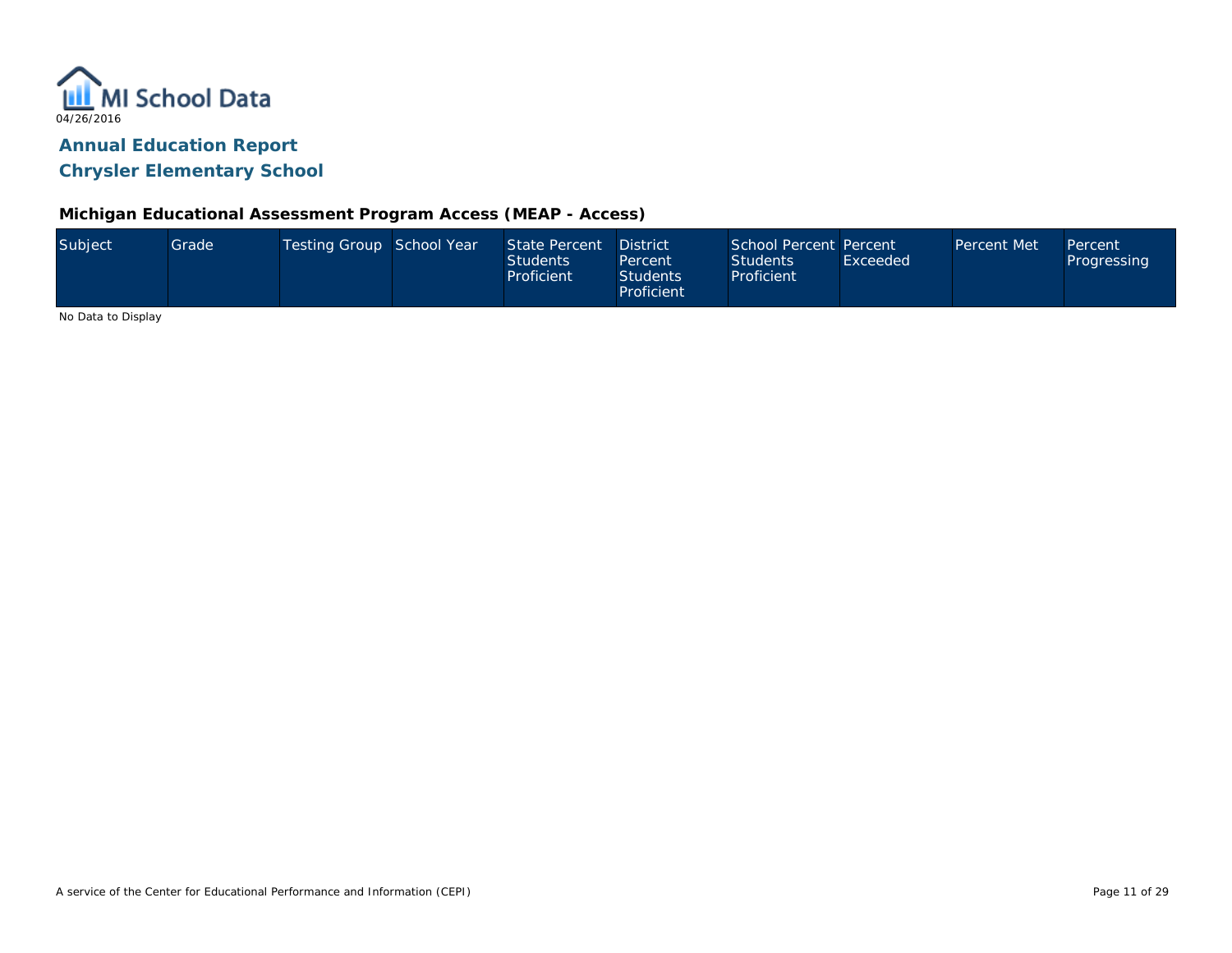MI School Data

04/26/2016

## Annual Education Report

## Chrysler Elementary School

### Michigan Educational Assessment Program Access (MEAP - Access)

| Subject | Grade | Testing Group | School Year | State Percent Students Proficient | District Percent Students Proficient | School Percent Students Proficient | Percent Exceeded | Percent Met | Percent Progressing |
|---|---|---|---|---|---|---|---|---|---|

No Data to Display

A service of the Center for Educational Performance and Information (CEPI)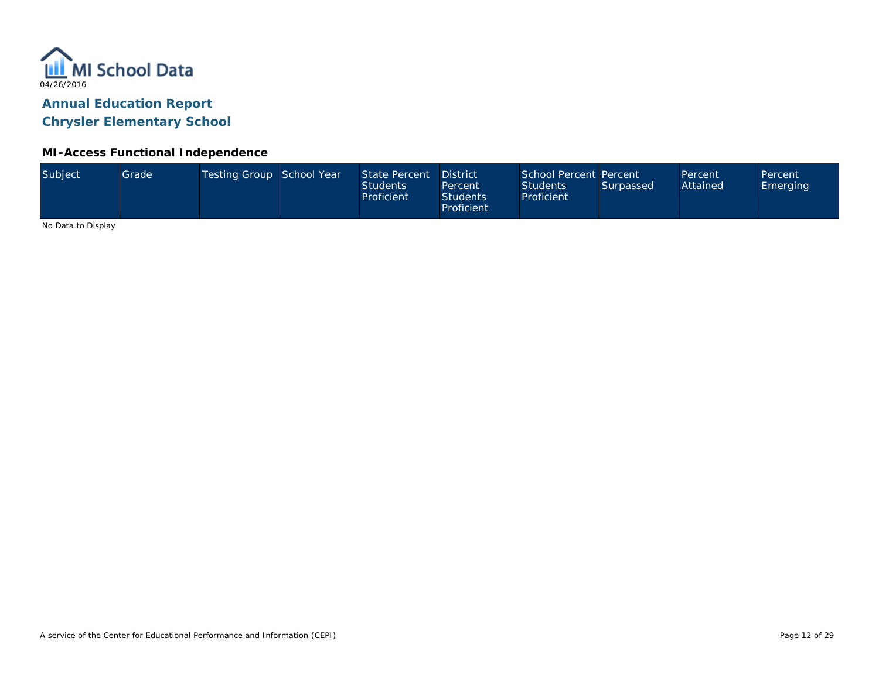04/26/2016

## Annual Education Report
## Chrysler Elementary School

### MI-Access Functional Independence

| Subject | Grade | Testing Group | School Year | State Percent Students Proficient | District Percent Students Proficient | School Percent Students Proficient | Percent Surpassed | Percent Attained | Percent Emerging |
|---|---|---|---|---|---|---|---|---|---|

No Data to Display

A service of the Center for Educational Performance and Information (CEPI)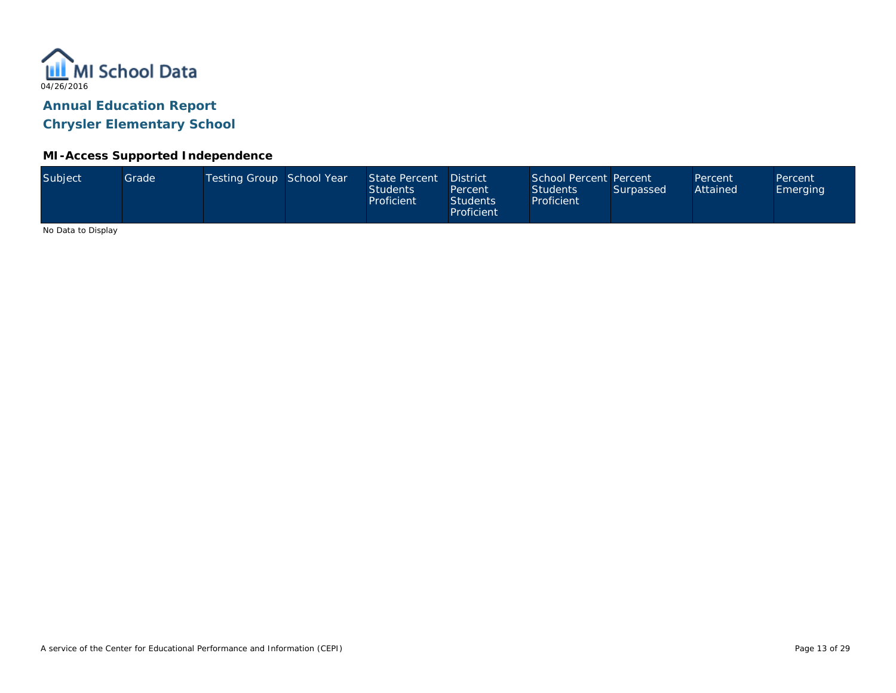# Annual Education Report

## Chrysler Elementary School

### MI-Access Supported Independence

| Subject | Grade | Testing Group | School Year | State Percent Students Proficient | District Percent Students Proficient | School Percent Students Proficient | Percent Surpassed | Percent Attained | Percent Emerging |
|---|---|---|---|---|---|---|---|---|---|

No Data to Display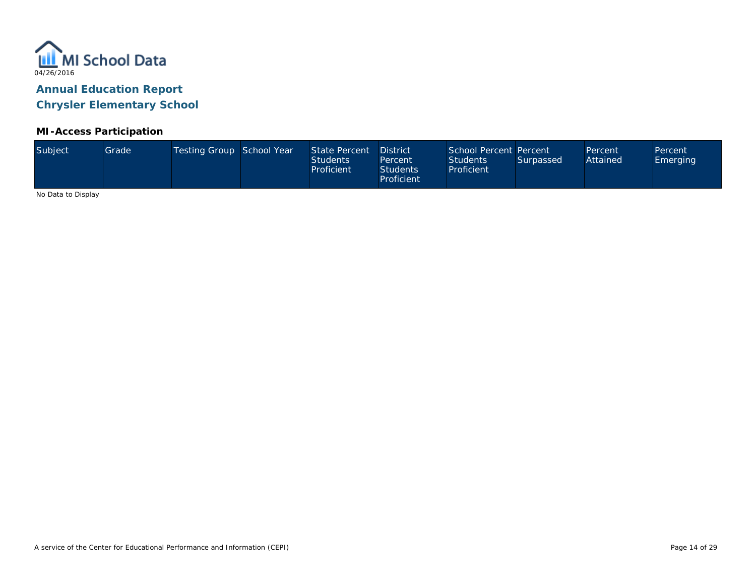04/26/2016

# Annual Education Report
## Chrysler Elementary School

### MI-Access Participation

| Subject | Grade | Testing Group | School Year | State Percent Students Proficient | District Percent Students Proficient | School Percent Students Proficient | Percent Surpassed | Percent Attained | Percent Emerging |
|---|---|---|---|---|---|---|---|---|---|

No Data to Display

A service of the Center for Educational Performance and Information (CEPI)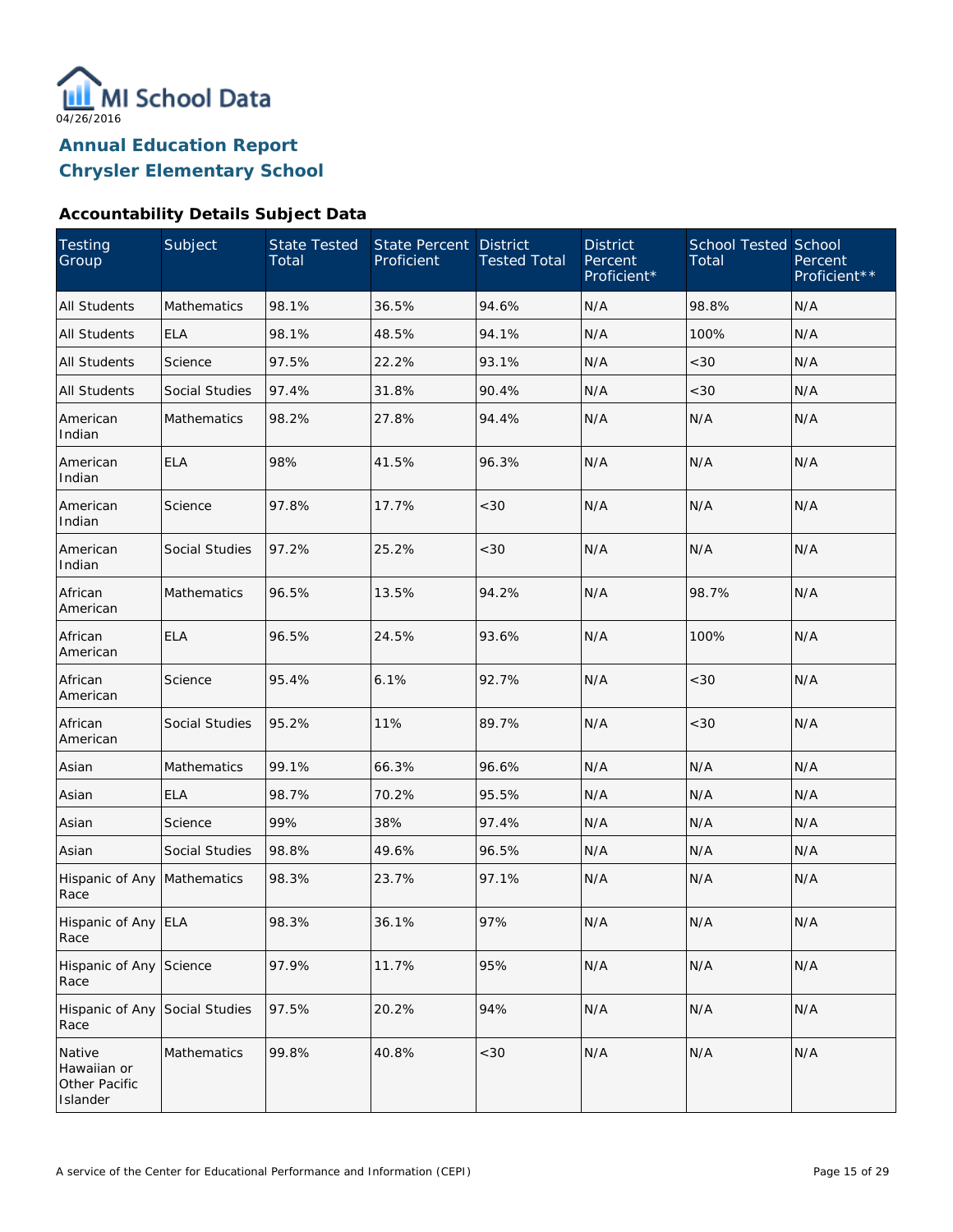MI School Data

04/26/2016

## Annual Education Report
## Chrysler Elementary School

### Accountability Details Subject Data

| Testing Group | Subject | State Tested Total | State Percent Proficient | District Tested Total | District Percent Proficient* | School Tested Total | School Percent Proficient** |
|---|---|---|---|---|---|---|---|
| All Students | Mathematics | 98.1% | 36.5% | 94.6% | N/A | 98.8% | N/A |
| All Students | ELA | 98.1% | 48.5% | 94.1% | N/A | 100% | N/A |
| All Students | Science | 97.5% | 22.2% | 93.1% | N/A | <30 | N/A |
| All Students | Social Studies | 97.4% | 31.8% | 90.4% | N/A | <30 | N/A |
| American Indian | Mathematics | 98.2% | 27.8% | 94.4% | N/A | N/A | N/A |
| American Indian | ELA | 98% | 41.5% | 96.3% | N/A | N/A | N/A |
| American Indian | Science | 97.8% | 17.7% | <30 | N/A | N/A | N/A |
| American Indian | Social Studies | 97.2% | 25.2% | <30 | N/A | N/A | N/A |
| African American | Mathematics | 96.5% | 13.5% | 94.2% | N/A | 98.7% | N/A |
| African American | ELA | 96.5% | 24.5% | 93.6% | N/A | 100% | N/A |
| African American | Science | 95.4% | 6.1% | 92.7% | N/A | <30 | N/A |
| African American | Social Studies | 95.2% | 11% | 89.7% | N/A | <30 | N/A |
| Asian | Mathematics | 99.1% | 66.3% | 96.6% | N/A | N/A | N/A |
| Asian | ELA | 98.7% | 70.2% | 95.5% | N/A | N/A | N/A |
| Asian | Science | 99% | 38% | 97.4% | N/A | N/A | N/A |
| Asian | Social Studies | 98.8% | 49.6% | 96.5% | N/A | N/A | N/A |
| Hispanic of Any Race | Mathematics | 98.3% | 23.7% | 97.1% | N/A | N/A | N/A |
| Hispanic of Any Race | ELA | 98.3% | 36.1% | 97% | N/A | N/A | N/A |
| Hispanic of Any Race | Science | 97.9% | 11.7% | 95% | N/A | N/A | N/A |
| Hispanic of Any Race | Social Studies | 97.5% | 20.2% | 94% | N/A | N/A | N/A |
| Native Hawaiian or Other Pacific Islander | Mathematics | 99.8% | 40.8% | <30 | N/A | N/A | N/A |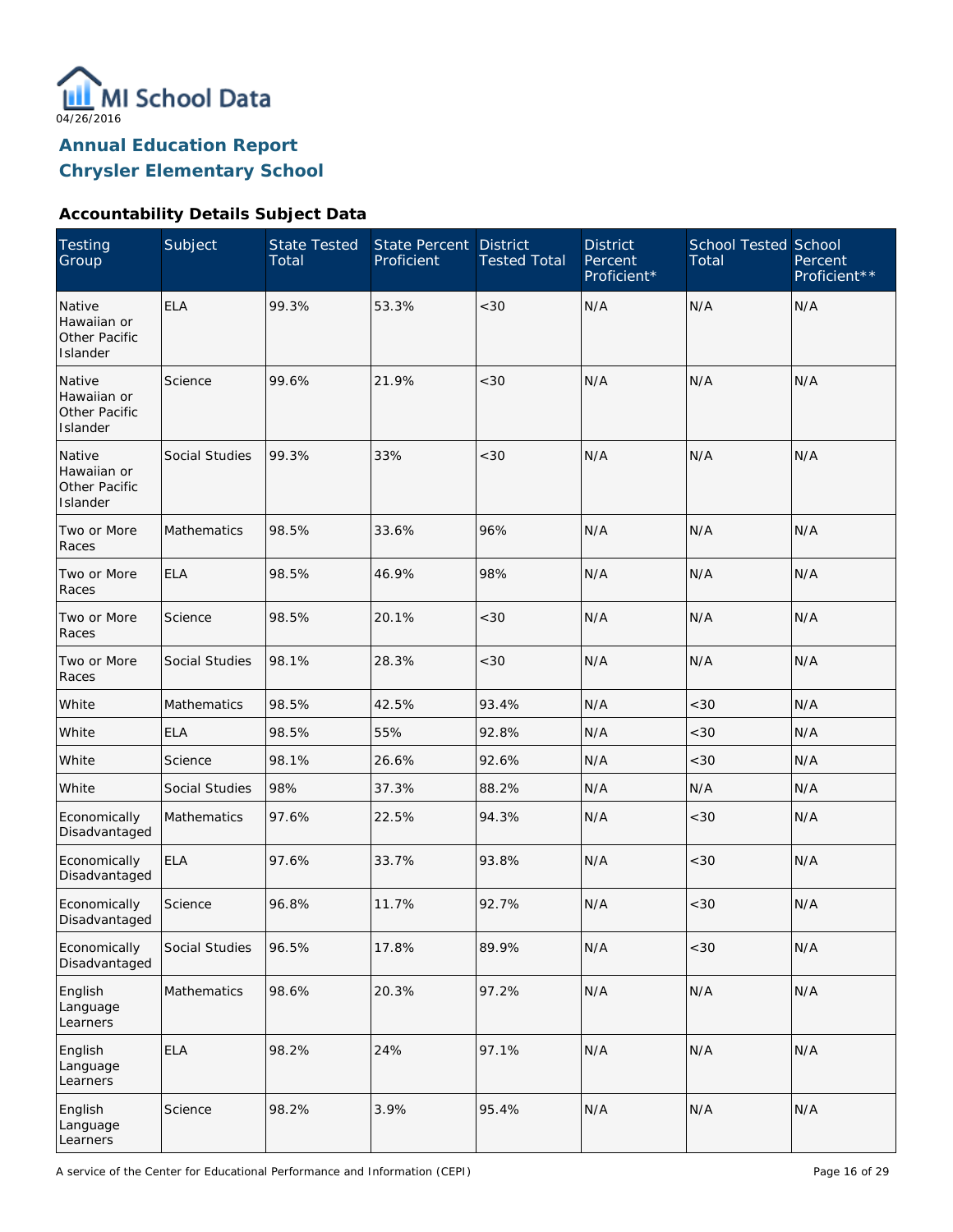# MI School Data

04/26/2016

## Annual Education Report
## Chrysler Elementary School

### Accountability Details Subject Data

| Testing Group | Subject | State Tested Total | State Percent Proficient | District Tested Total | District Percent Proficient* | School Tested Total | School Percent Proficient** |
|---|---|---|---|---|---|---|---|
| Native Hawaiian or Other Pacific Islander | ELA | 99.3% | 53.3% | <30 | N/A | N/A | N/A |
| Native Hawaiian or Other Pacific Islander | Science | 99.6% | 21.9% | <30 | N/A | N/A | N/A |
| Native Hawaiian or Other Pacific Islander | Social Studies | 99.3% | 33% | <30 | N/A | N/A | N/A |
| Two or More Races | Mathematics | 98.5% | 33.6% | 96% | N/A | N/A | N/A |
| Two or More Races | ELA | 98.5% | 46.9% | 98% | N/A | N/A | N/A |
| Two or More Races | Science | 98.5% | 20.1% | <30 | N/A | N/A | N/A |
| Two or More Races | Social Studies | 98.1% | 28.3% | <30 | N/A | N/A | N/A |
| White | Mathematics | 98.5% | 42.5% | 93.4% | N/A | <30 | N/A |
| White | ELA | 98.5% | 55% | 92.8% | N/A | <30 | N/A |
| White | Science | 98.1% | 26.6% | 92.6% | N/A | <30 | N/A |
| White | Social Studies | 98% | 37.3% | 88.2% | N/A | N/A | N/A |
| Economically Disadvantaged | Mathematics | 97.6% | 22.5% | 94.3% | N/A | <30 | N/A |
| Economically Disadvantaged | ELA | 97.6% | 33.7% | 93.8% | N/A | <30 | N/A |
| Economically Disadvantaged | Science | 96.8% | 11.7% | 92.7% | N/A | <30 | N/A |
| Economically Disadvantaged | Social Studies | 96.5% | 17.8% | 89.9% | N/A | <30 | N/A |
| English Language Learners | Mathematics | 98.6% | 20.3% | 97.2% | N/A | N/A | N/A |
| English Language Learners | ELA | 98.2% | 24% | 97.1% | N/A | N/A | N/A |
| English Language Learners | Science | 98.2% | 3.9% | 95.4% | N/A | N/A | N/A |

A service of the Center for Educational Performance and Information (CEPI)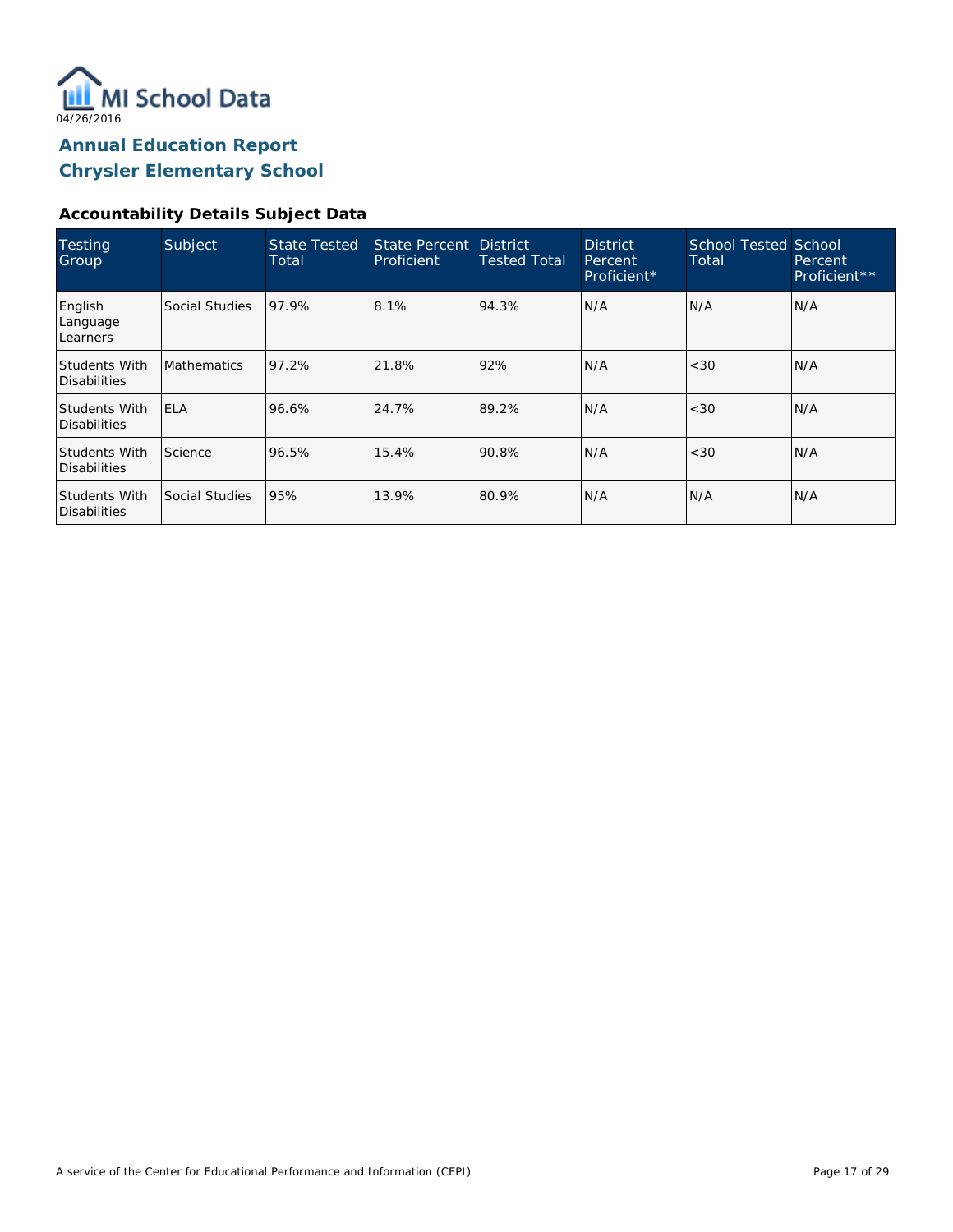MI School Data

04/26/2016

# Annual Education Report
# Chrysler Elementary School

### Accountability Details Subject Data

| Testing Group | Subject | State Tested Total | State Percent Proficient | District Tested Total | District Percent Proficient* | School Tested Total | School Percent Proficient** |
|---|---|---|---|---|---|---|---|
| English Language Learners | Social Studies | 97.9% | 8.1% | 94.3% | N/A | N/A | N/A |
| Students With Disabilities | Mathematics | 97.2% | 21.8% | 92% | N/A | <30 | N/A |
| Students With Disabilities | ELA | 96.6% | 24.7% | 89.2% | N/A | <30 | N/A |
| Students With Disabilities | Science | 96.5% | 15.4% | 90.8% | N/A | <30 | N/A |
| Students With Disabilities | Social Studies | 95% | 13.9% | 80.9% | N/A | N/A | N/A |

A service of the Center for Educational Performance and Information (CEPI)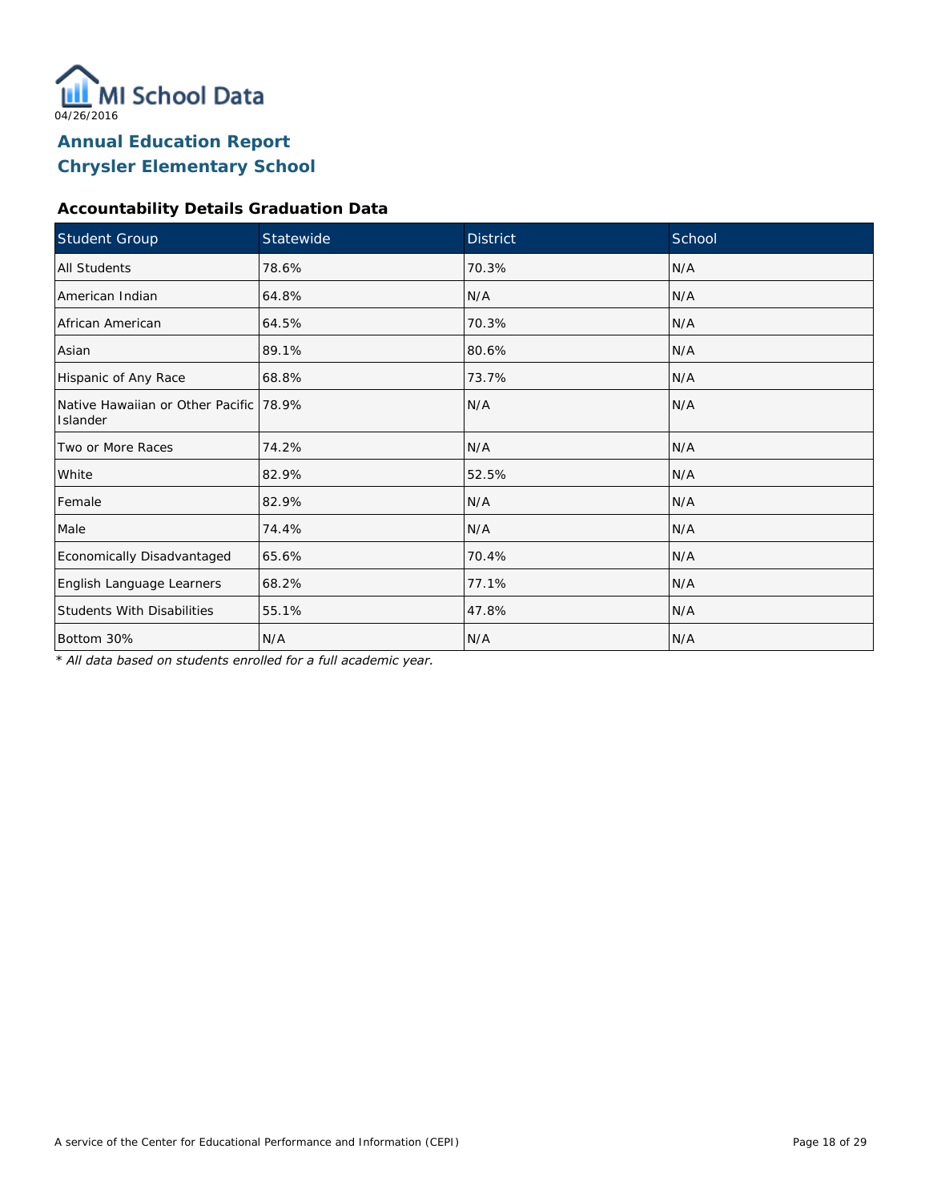# Annual Education Report
# Chrysler Elementary School

### Accountability Details Graduation Data

| Student Group | Statewide | District | School |
|---|---|---|---|
| All Students | 78.6% | 70.3% | N/A |
| American Indian | 64.8% | N/A | N/A |
| African American | 64.5% | 70.3% | N/A |
| Asian | 89.1% | 80.6% | N/A |
| Hispanic of Any Race | 68.8% | 73.7% | N/A |
| Native Hawaiian or Other Pacific Islander | 78.9% | N/A | N/A |
| Two or More Races | 74.2% | N/A | N/A |
| White | 82.9% | 52.5% | N/A |
| Female | 82.9% | N/A | N/A |
| Male | 74.4% | N/A | N/A |
| Economically Disadvantaged | 65.6% | 70.4% | N/A |
| English Language Learners | 68.2% | 77.1% | N/A |
| Students With Disabilities | 55.1% | 47.8% | N/A |
| Bottom 30% | N/A | N/A | N/A |

* *All data based on students enrolled for a full academic year.*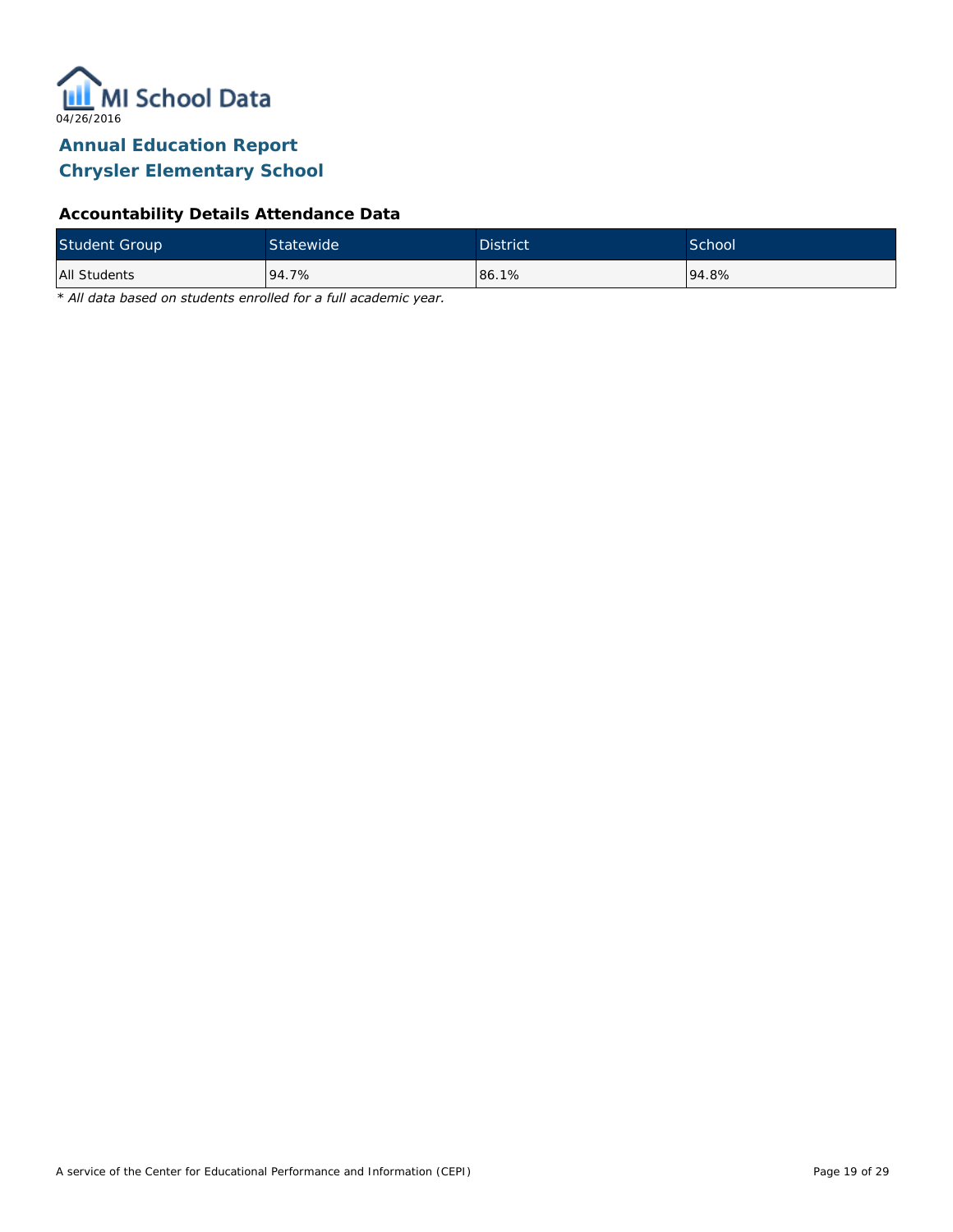MI School Data

04/26/2016

# Annual Education Report
# Chrysler Elementary School

### Accountability Details Attendance Data

| Student Group | Statewide | District | School |
|---|---|---|---|
| All Students | 94.7% | 86.1% | 94.8% |

*\* All data based on students enrolled for a full academic year.*

A service of the Center for Educational Performance and Information (CEPI)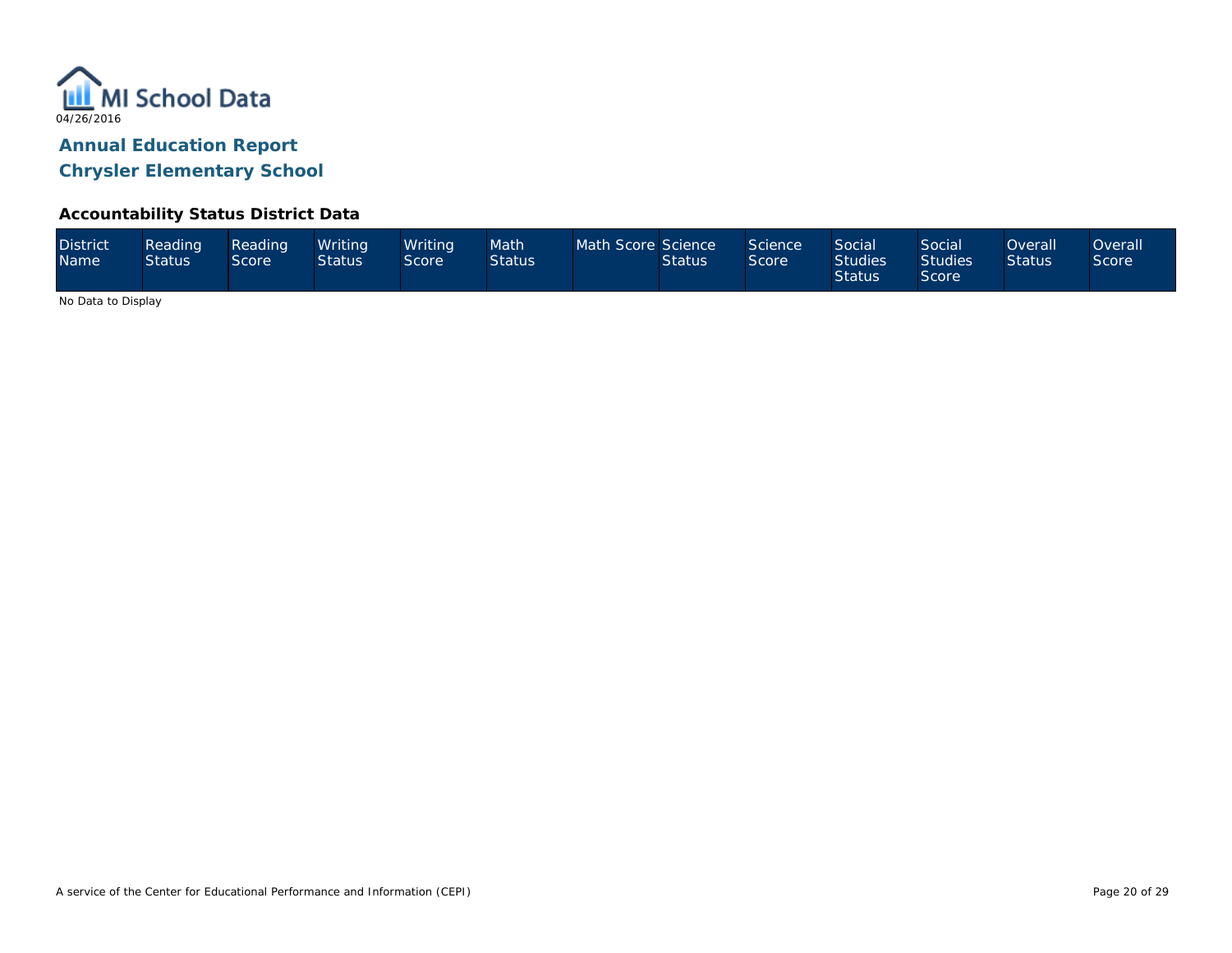MI School Data

04/26/2016

## Annual Education Report

## Chrysler Elementary School

### Accountability Status District Data

| District Name | Reading Status | Reading Score | Writing Status | Writing Score | Math Status | Math Score | Science Status | Science Score | Social Studies Status | Social Studies Score | Overall Status | Overall Score |
|---|---|---|---|---|---|---|---|---|---|---|---|---|

No Data to Display

A service of the Center for Educational Performance and Information (CEPI)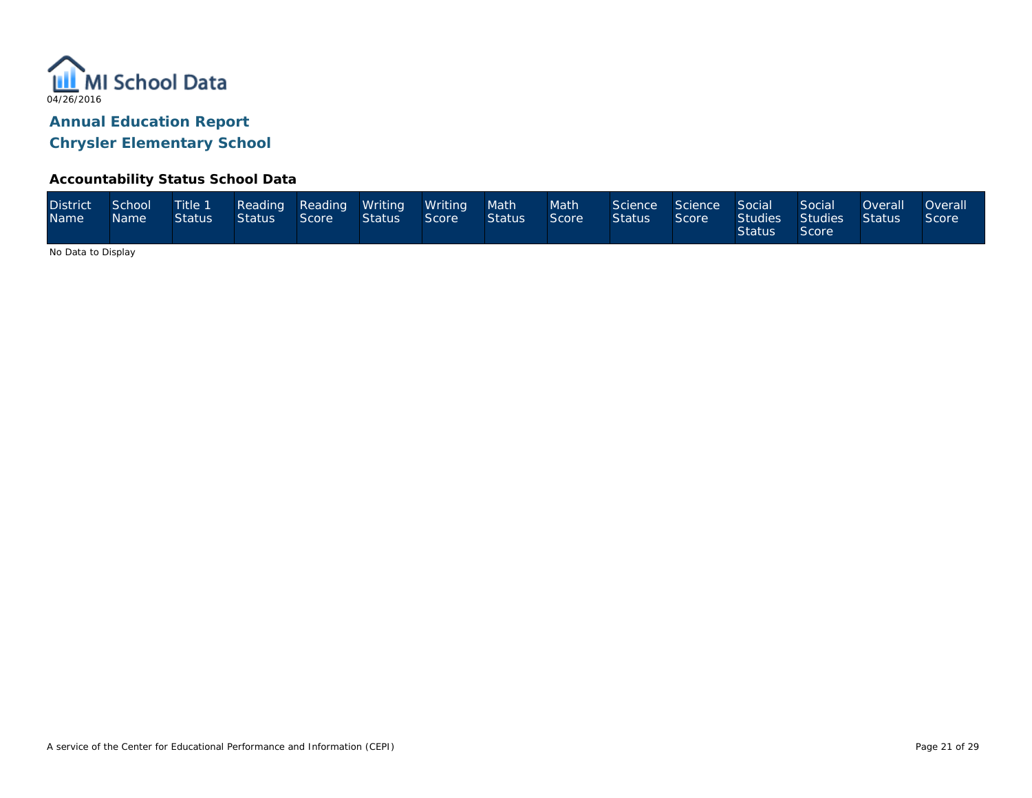MI School Data

04/26/2016

## Annual Education Report

## Chrysler Elementary School

### Accountability Status School Data

| District Name | School Name | Title 1 Status | Reading Status | Reading Score | Writing Status | Writing Score | Math Status | Math Score | Science Status | Science Score | Social Studies Status | Social Studies Score | Overall Status | Overall Score |
|---|---|---|---|---|---|---|---|---|---|---|---|---|---|---|

No Data to Display

A service of the Center for Educational Performance and Information (CEPI)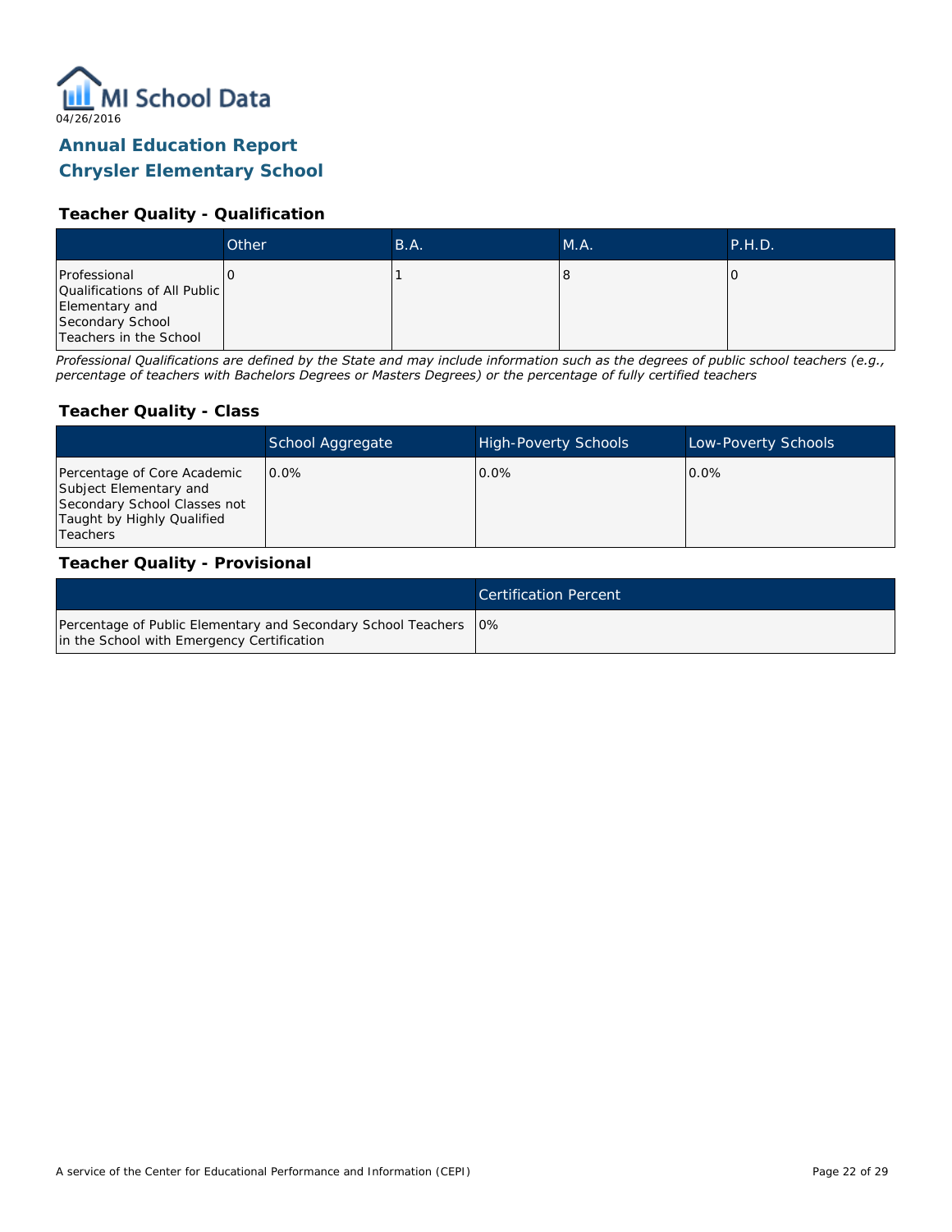MI School Data
04/26/2016

# Annual Education Report
# Chrysler Elementary School

### Teacher Quality - Qualification

| | Other | B.A. | M.A. | P.H.D. |
|---|---|---|---|---|
| Professional Qualifications of All Public Elementary and Secondary School Teachers in the School | 0 | 1 | 8 | 0 |

*Professional Qualifications are defined by the State and may include information such as the degrees of public school teachers (e.g., percentage of teachers with Bachelors Degrees or Masters Degrees) or the percentage of fully certified teachers*

### Teacher Quality - Class

| | School Aggregate | High-Poverty Schools | Low-Poverty Schools |
|---|---|---|---|
| Percentage of Core Academic Subject Elementary and Secondary School Classes not Taught by Highly Qualified Teachers | 0.0% | 0.0% | 0.0% |

### Teacher Quality - Provisional

| | Certification Percent |
|---|---|
| Percentage of Public Elementary and Secondary School Teachers in the School with Emergency Certification | 0% |

A service of the Center for Educational Performance and Information (CEPI)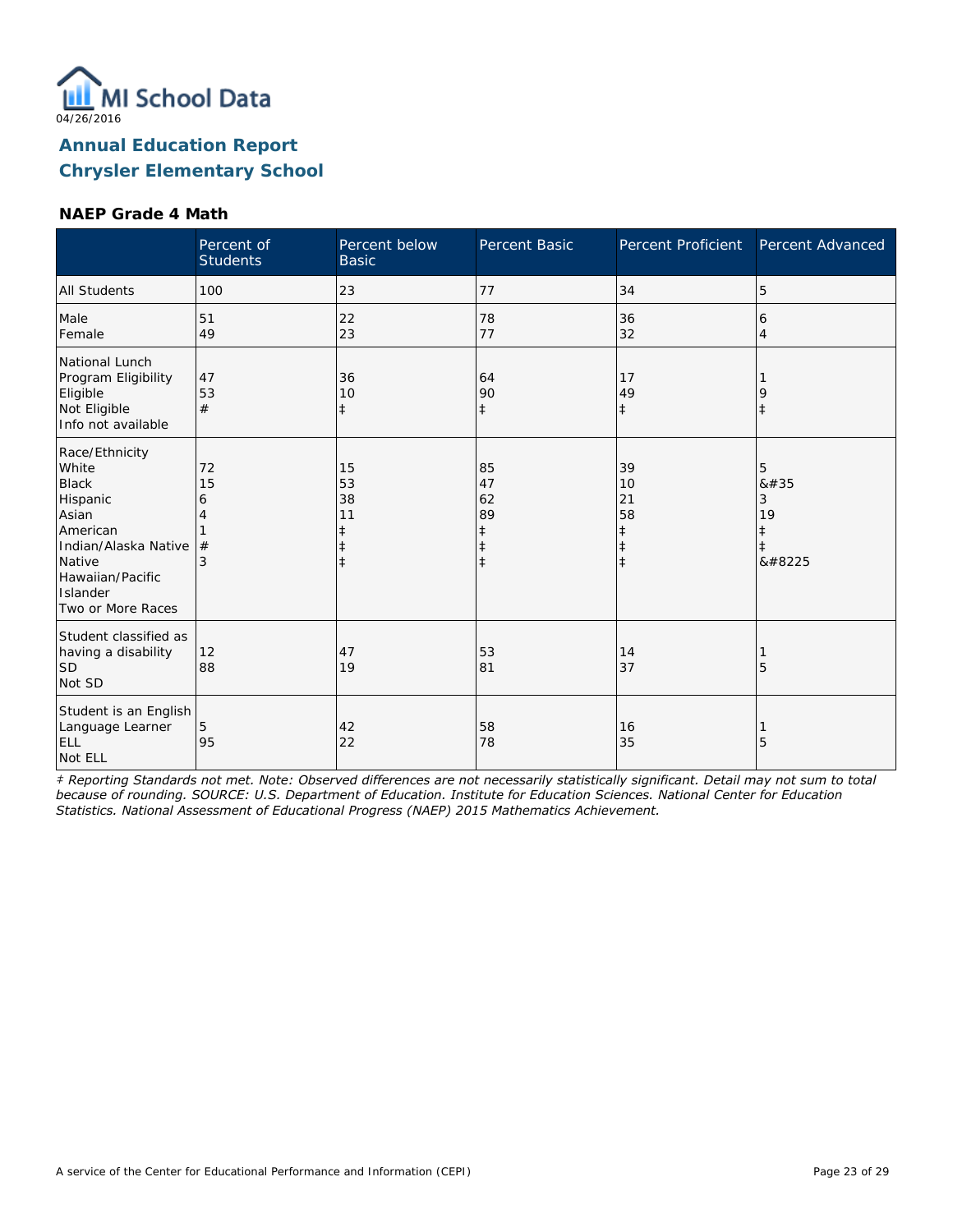04/26/2016

## Annual Education Report
## Chrysler Elementary School

### NAEP Grade 4 Math

| | Percent of Students | Percent below Basic | Percent Basic | Percent Proficient | Percent Advanced |
|---|---|---|---|---|---|
| All Students | 100 | 23 | 77 | 34 | 5 |
| Male | 51 | 22 | 78 | 36 | 6 |
| Female | 49 | 23 | 77 | 32 | 4 |
| National Lunch Program Eligibility | | | | | |
| Eligible | 47 | 36 | 64 | 17 | 1 |
| Not Eligible | 53 | 10 | 90 | 49 | 9 |
| Info not available | # | ‡ | ‡ | ‡ | ‡ |
| Race/Ethnicity | | | | | |
| White | 72 | 15 | 85 | 39 | 5 |
| Black | 15 | 53 | 47 | 10 | &#35 |
| Hispanic | 6 | 38 | 62 | 21 | 3 |
| Asian | 4 | 11 | 89 | 58 | 19 |
| American Indian/Alaska Native | 1 | ‡ | ‡ | ‡ | ‡ |
| Native Hawaiian/Pacific Islander | # | ‡ | ‡ | ‡ | ‡ |
| Two or More Races | 3 | ‡ | ‡ | ‡ | &#8225 |
| Student classified as having a disability | | | | | |
| SD | 12 | 47 | 53 | 14 | 1 |
| Not SD | 88 | 19 | 81 | 37 | 5 |
| Student is an English Language Learner | | | | | |
| ELL | 5 | 42 | 58 | 16 | 1 |
| Not ELL | 95 | 22 | 78 | 35 | 5 |

*‡ Reporting Standards not met. Note: Observed differences are not necessarily statistically significant. Detail may not sum to total because of rounding. SOURCE: U.S. Department of Education. Institute for Education Sciences. National Center for Education Statistics. National Assessment of Educational Progress (NAEP) 2015 Mathematics Achievement.*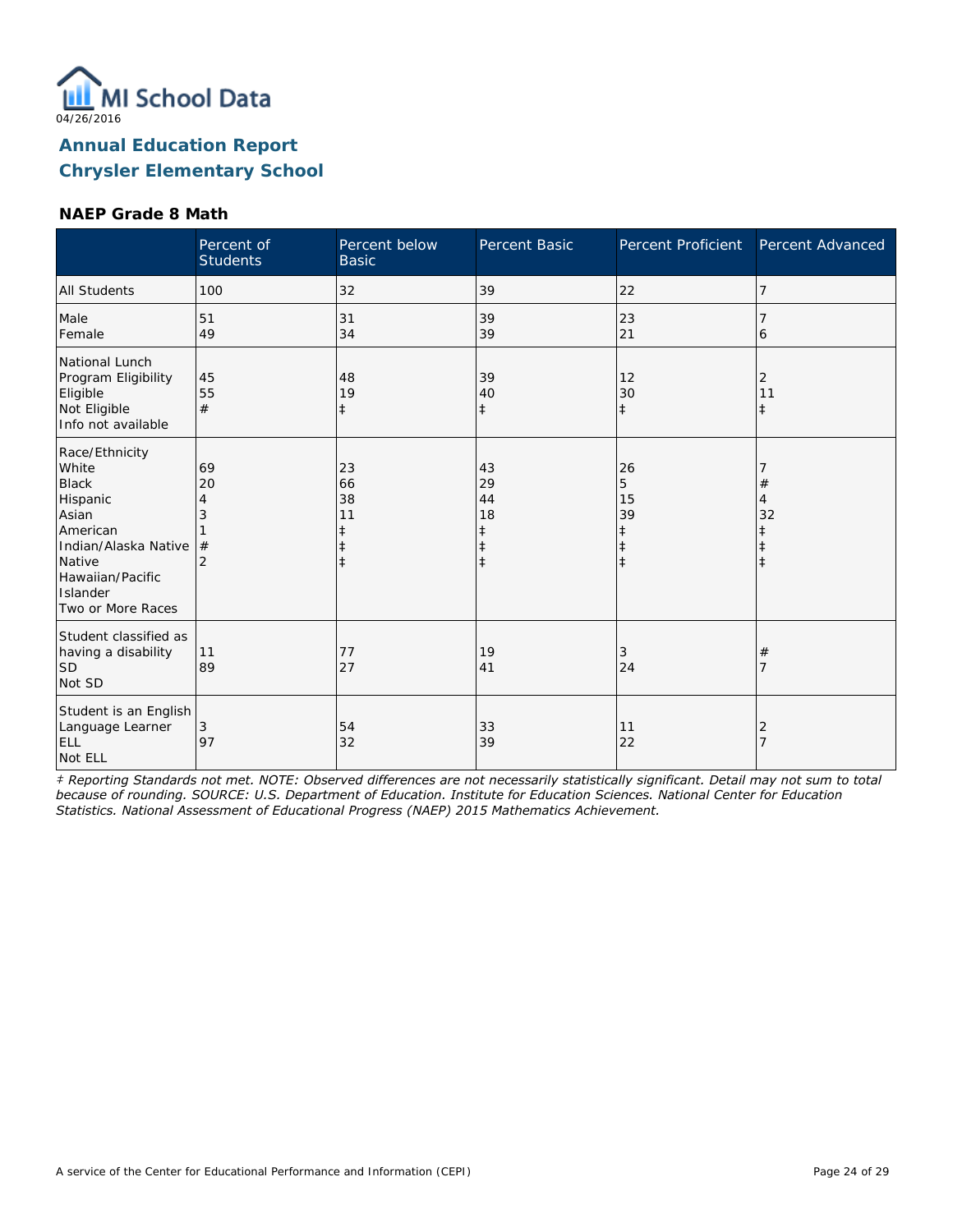04/26/2016

## Annual Education Report
## Chrysler Elementary School

### NAEP Grade 8 Math

| | Percent of Students | Percent below Basic | Percent Basic | Percent Proficient | Percent Advanced |
|---|---|---|---|---|---|
| All Students | 100 | 32 | 39 | 22 | 7 |
| Male | 51 | 31 | 39 | 23 | 7 |
| Female | 49 | 34 | 39 | 21 | 6 |
| National Lunch Program Eligibility | | | | | |
| Eligible | 45 | 48 | 39 | 12 | 2 |
| Not Eligible | 55 | 19 | 40 | 30 | 11 |
| Info not available | # | ‡ | ‡ | ‡ | ‡ |
| Race/Ethnicity | | | | | |
| White | 69 | 23 | 43 | 26 | 7 |
| Black | 20 | 66 | 29 | 5 | # |
| Hispanic | 4 | 38 | 44 | 15 | 4 |
| Asian | 3 | 11 | 18 | 39 | 32 |
| American Indian/Alaska Native | 1 | ‡ | ‡ | ‡ | ‡ |
| Native Hawaiian/Pacific Islander | # | ‡ | ‡ | ‡ | ‡ |
| Two or More Races | 2 | ‡ | ‡ | ‡ | ‡ |
| Student classified as having a disability | | | | | |
| SD | 11 | 77 | 19 | 3 | # |
| Not SD | 89 | 27 | 41 | 24 | 7 |
| Student is an English Language Learner | | | | | |
| ELL | 3 | 54 | 33 | 11 | 2 |
| Not ELL | 97 | 32 | 39 | 22 | 7 |

*‡ Reporting Standards not met. NOTE: Observed differences are not necessarily statistically significant. Detail may not sum to total because of rounding. SOURCE: U.S. Department of Education. Institute for Education Sciences. National Center for Education Statistics. National Assessment of Educational Progress (NAEP) 2015 Mathematics Achievement.*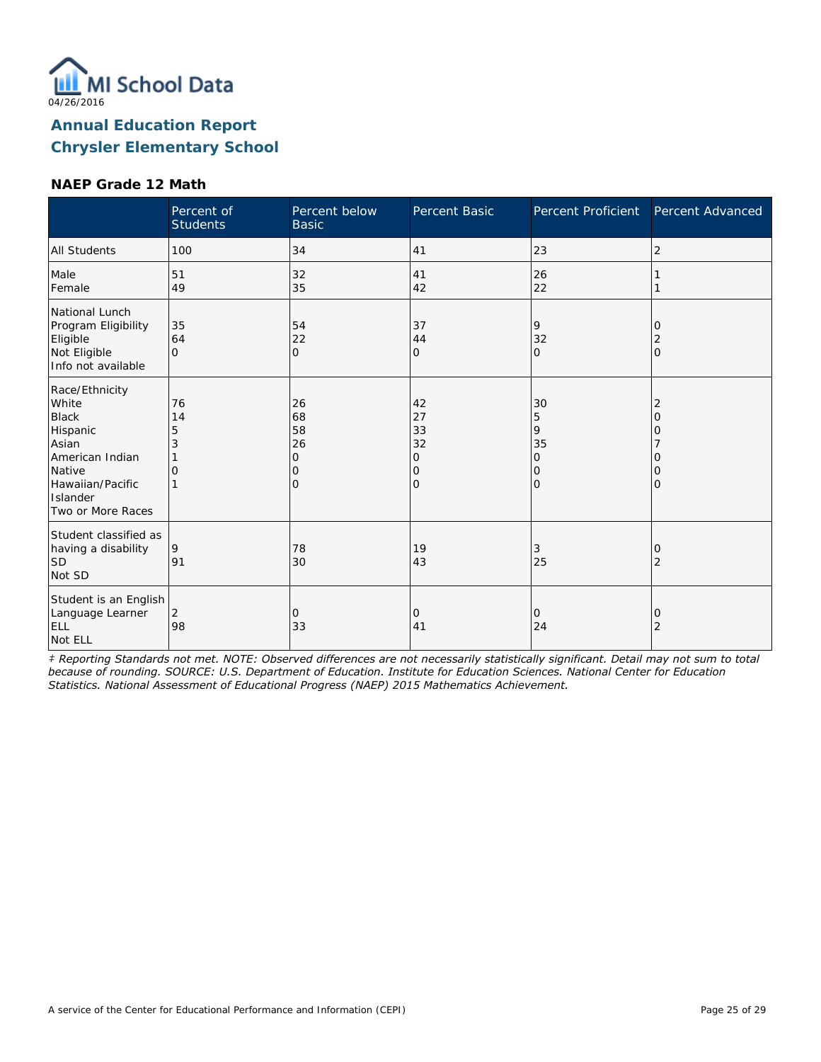04/26/2016

# Annual Education Report
# Chrysler Elementary School

### NAEP Grade 12 Math

| | Percent of Students | Percent below Basic | Percent Basic | Percent Proficient | Percent Advanced |
|---|---|---|---|---|---|
| All Students | 100 | 34 | 41 | 23 | 2 |
| Male | 51 | 32 | 41 | 26 | 1 |
| Female | 49 | 35 | 42 | 22 | 1 |
| National Lunch Program Eligibility | | | | | |
| Eligible | 35 | 54 | 37 | 9 | 0 |
| Not Eligible | 64 | 22 | 44 | 32 | 2 |
| Info not available | 0 | 0 | 0 | 0 | 0 |
| Race/Ethnicity | | | | | |
| White | 76 | 26 | 42 | 30 | 2 |
| Black | 14 | 68 | 27 | 5 | 0 |
| Hispanic | 5 | 58 | 33 | 9 | 0 |
| Asian | 3 | 26 | 32 | 35 | 7 |
| American Indian | 1 | 0 | 0 | 0 | 0 |
| Native Hawaiian/Pacific Islander | 0 | 0 | 0 | 0 | 0 |
| Two or More Races | 1 | 0 | 0 | 0 | 0 |
| Student classified as having a disability | | | | | |
| SD | 9 | 78 | 19 | 3 | 0 |
| Not SD | 91 | 30 | 43 | 25 | 2 |
| Student is an English Language Learner | | | | | |
| ELL | 2 | 0 | 0 | 0 | 0 |
| Not ELL | 98 | 33 | 41 | 24 | 2 |

*‡ Reporting Standards not met. NOTE: Observed differences are not necessarily statistically significant. Detail may not sum to total because of rounding. SOURCE: U.S. Department of Education. Institute for Education Sciences. National Center for Education Statistics. National Assessment of Educational Progress (NAEP) 2015 Mathematics Achievement.*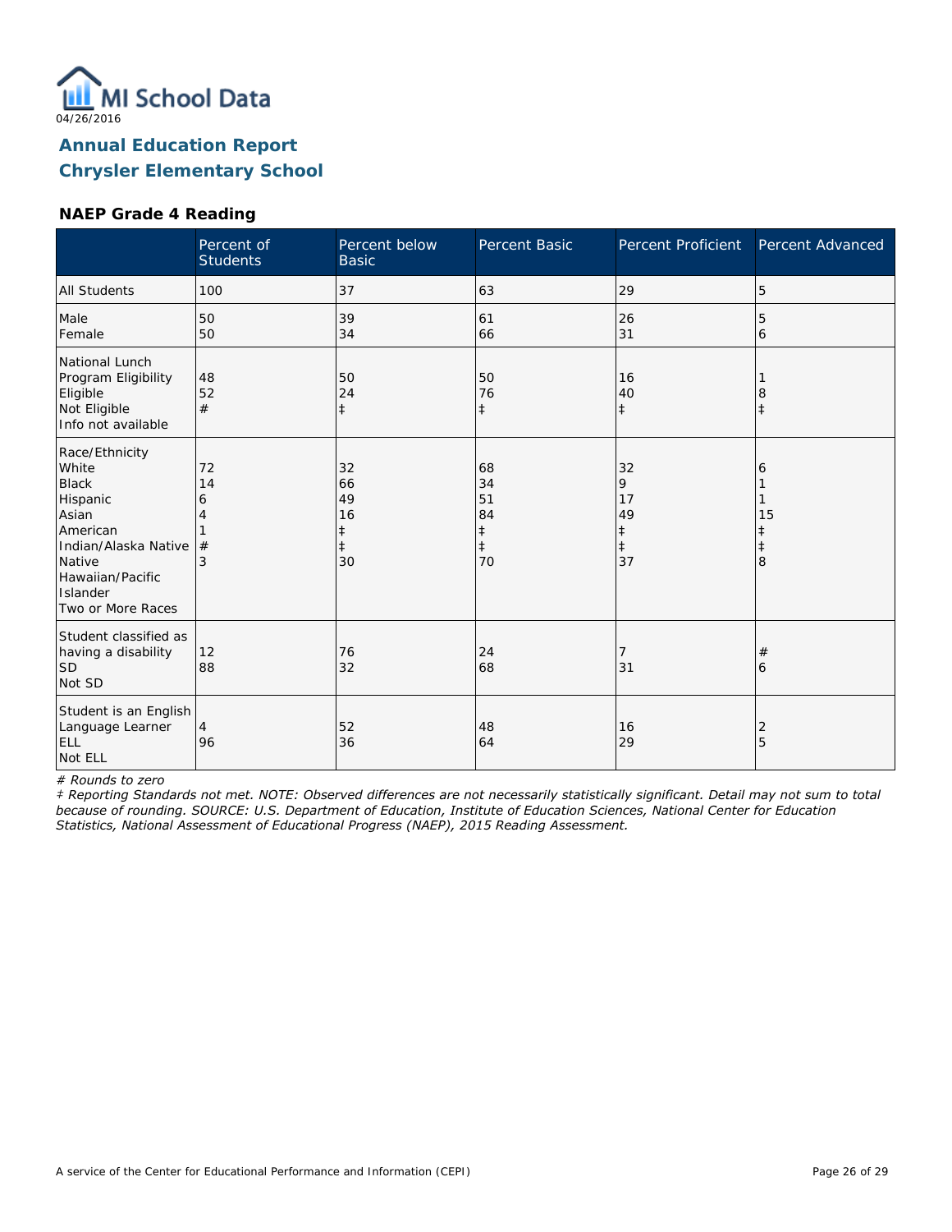MI School Data

04/26/2016

## Annual Education Report
## Chrysler Elementary School

### NAEP Grade 4 Reading

| | Percent of Students | Percent below Basic | Percent Basic | Percent Proficient | Percent Advanced |
|---|---|---|---|---|---|
| All Students | 100 | 37 | 63 | 29 | 5 |
| Male | 50 | 39 | 61 | 26 | 5 |
| Female | 50 | 34 | 66 | 31 | 6 |
| National Lunch Program Eligibility | | | | | |
| Eligible | 48 | 50 | 50 | 16 | 1 |
| Not Eligible | 52 | 24 | 76 | 40 | 8 |
| Info not available | # | ‡ | ‡ | ‡ | ‡ |
| Race/Ethnicity | | | | | |
| White | 72 | 32 | 68 | 32 | 6 |
| Black | 14 | 66 | 34 | 9 | 1 |
| Hispanic | 6 | 49 | 51 | 17 | 1 |
| Asian | 4 | 16 | 84 | 49 | 15 |
| American Indian/Alaska Native | 1 | ‡ | ‡ | ‡ | ‡ |
| Native Hawaiian/Pacific Islander | # | ‡ | ‡ | ‡ | ‡ |
| Two or More Races | 3 | 30 | 70 | 37 | 8 |
| Student classified as having a disability | | | | | |
| SD | 12 | 76 | 24 | 7 | # |
| Not SD | 88 | 32 | 68 | 31 | 6 |
| Student is an English Language Learner | | | | | |
| ELL | 4 | 52 | 48 | 16 | 2 |
| Not ELL | 96 | 36 | 64 | 29 | 5 |

*# Rounds to zero*

*‡ Reporting Standards not met. NOTE: Observed differences are not necessarily statistically significant. Detail may not sum to total because of rounding. SOURCE: U.S. Department of Education, Institute of Education Sciences, National Center for Education Statistics, National Assessment of Educational Progress (NAEP), 2015 Reading Assessment.*

A service of the Center for Educational Performance and Information (CEPI)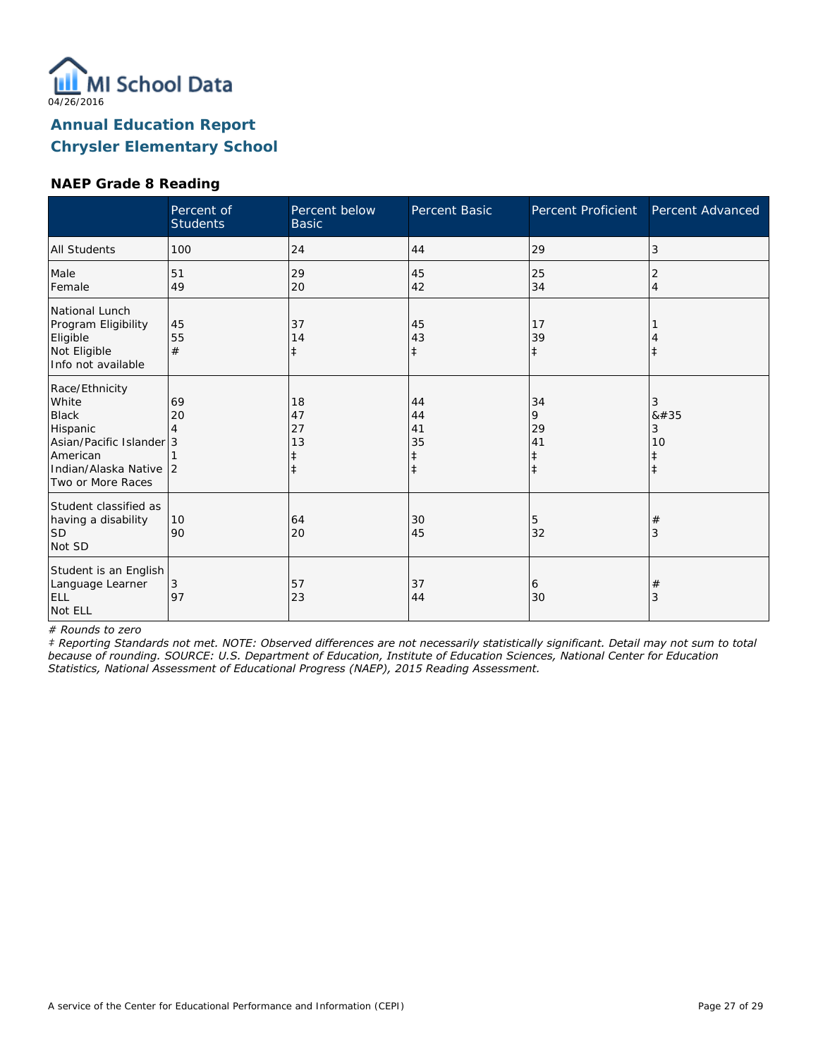MI School Data
04/26/2016

## Annual Education Report
## Chrysler Elementary School

### NAEP Grade 8 Reading

| | Percent of Students | Percent below Basic | Percent Basic | Percent Proficient | Percent Advanced |
|---|---|---|---|---|---|
| All Students | 100 | 24 | 44 | 29 | 3 |
| Male<br>Female | 51<br>49 | 29<br>20 | 45<br>42 | 25<br>34 | 2<br>4 |
| National Lunch Program Eligibility<br>Eligible<br>Not Eligible<br>Info not available | 45<br>55<br># | 37<br>14<br>‡ | 45<br>43<br>‡ | 17<br>39<br>‡ | 1<br>4<br>‡ |
| Race/Ethnicity<br>White<br>Black<br>Hispanic<br>Asian/Pacific Islander<br>American Indian/Alaska Native<br>Two or More Races | 69<br>20<br>4<br>3<br>1<br>2 | 18<br>47<br>27<br>13<br>‡<br>‡ | 44<br>44<br>41<br>35<br>‡<br>‡ | 34<br>9<br>29<br>41<br>‡<br>‡ | 3<br>&#35<br>3<br>10<br>‡<br>‡ |
| Student classified as having a disability<br>SD<br>Not SD | 10<br>90 | 64<br>20 | 30<br>45 | 5<br>32 | #<br>3 |
| Student is an English Language Learner<br>ELL<br>Not ELL | 3<br>97 | 57<br>23 | 37<br>44 | 6<br>30 | #<br>3 |

*# Rounds to zero*

*‡ Reporting Standards not met. NOTE: Observed differences are not necessarily statistically significant. Detail may not sum to total because of rounding. SOURCE: U.S. Department of Education, Institute of Education Sciences, National Center for Education Statistics, National Assessment of Educational Progress (NAEP), 2015 Reading Assessment.*

A service of the Center for Educational Performance and Information (CEPI)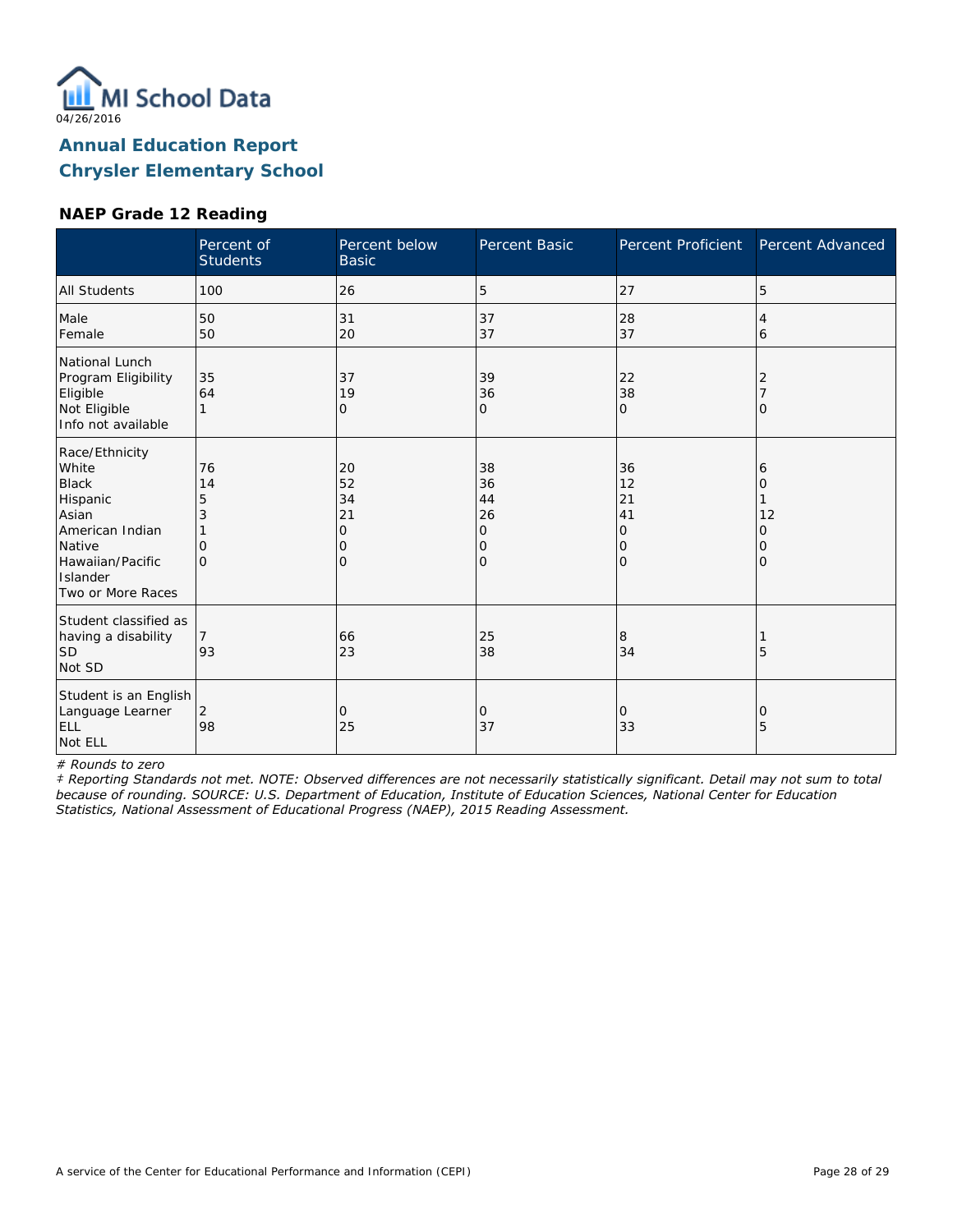04/26/2016

## Annual Education Report
## Chrysler Elementary School

### NAEP Grade 12 Reading

| | Percent of Students | Percent below Basic | Percent Basic | Percent Proficient | Percent Advanced |
|---|---|---|---|---|---|
| All Students | 100 | 26 | 5 | 27 | 5 |
| Male | 50 | 31 | 37 | 28 | 4 |
| Female | 50 | 20 | 37 | 37 | 6 |
| National Lunch Program Eligibility | | | | | |
| Eligible | 35 | 37 | 39 | 22 | 2 |
| Not Eligible | 64 | 19 | 36 | 38 | 7 |
| Info not available | 1 | 0 | 0 | 0 | 0 |
| Race/Ethnicity | | | | | |
| White | 76 | 20 | 38 | 36 | 6 |
| Black | 14 | 52 | 36 | 12 | 0 |
| Hispanic | 5 | 34 | 44 | 21 | 1 |
| Asian | 3 | 21 | 26 | 41 | 12 |
| American Indian | 1 | 0 | 0 | 0 | 0 |
| Native Hawaiian/Pacific Islander | 0 | 0 | 0 | 0 | 0 |
| Two or More Races | 0 | 0 | 0 | 0 | 0 |
| Student classified as having a disability | | | | | |
| SD | 7 | 66 | 25 | 8 | 1 |
| Not SD | 93 | 23 | 38 | 34 | 5 |
| Student is an English Language Learner | | | | | |
| ELL | 2 | 0 | 0 | 0 | 0 |
| Not ELL | 98 | 25 | 37 | 33 | 5 |

*# Rounds to zero*

*‡ Reporting Standards not met. NOTE: Observed differences are not necessarily statistically significant. Detail may not sum to total because of rounding. SOURCE: U.S. Department of Education, Institute of Education Sciences, National Center for Education Statistics, National Assessment of Educational Progress (NAEP), 2015 Reading Assessment.*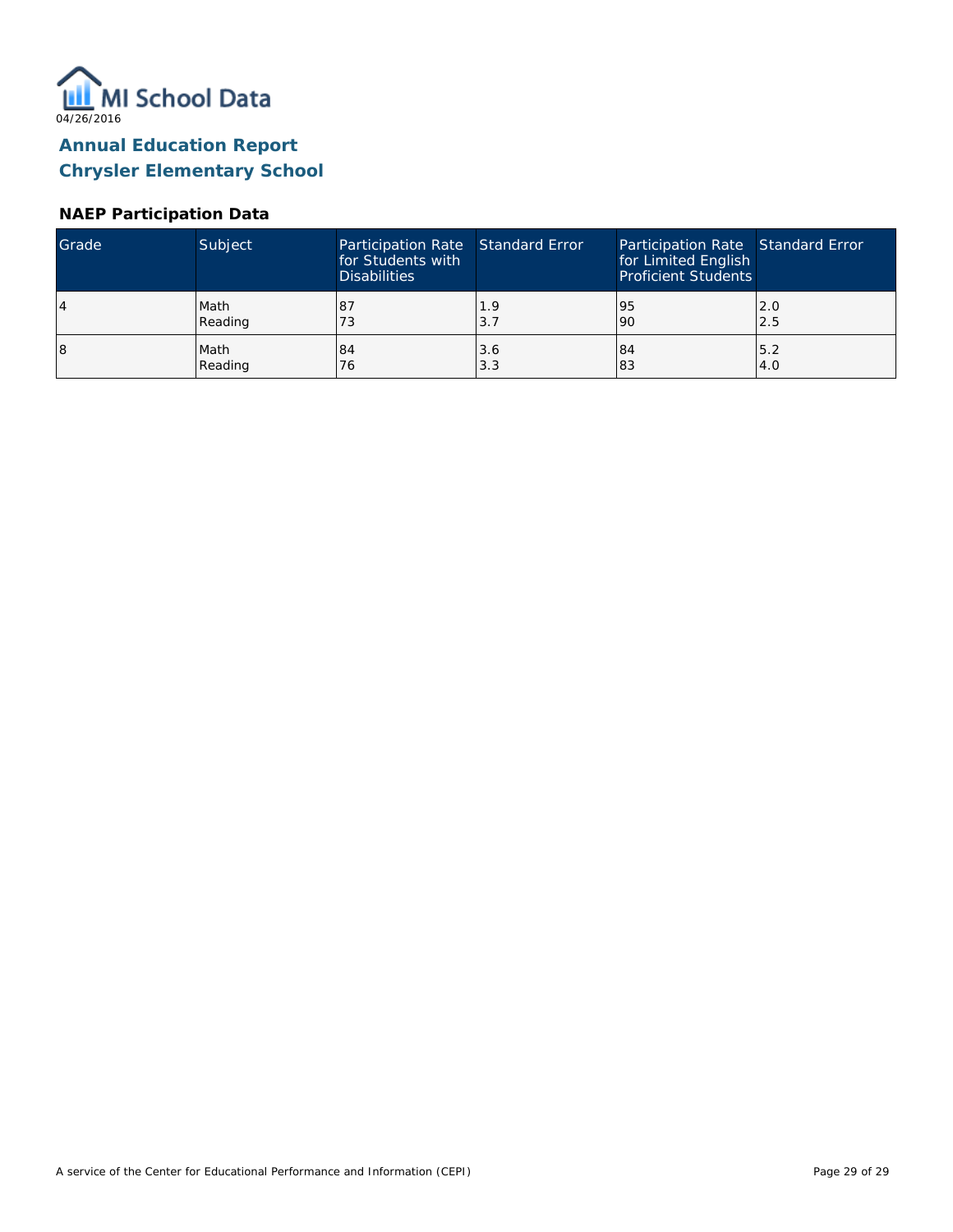MI School Data

04/26/2016

# Annual Education Report
# Chrysler Elementary School

### NAEP Participation Data

| Grade | Subject | Participation Rate for Students with Disabilities | Standard Error | Participation Rate for Limited English Proficient Students | Standard Error |
|---|---|---|---|---|---|
| 4 | Math<br>Reading | 87<br>73 | 1.9<br>3.7 | 95<br>90 | 2.0<br>2.5 |
| 8 | Math<br>Reading | 84<br>76 | 3.6<br>3.3 | 84<br>83 | 5.2<br>4.0 |